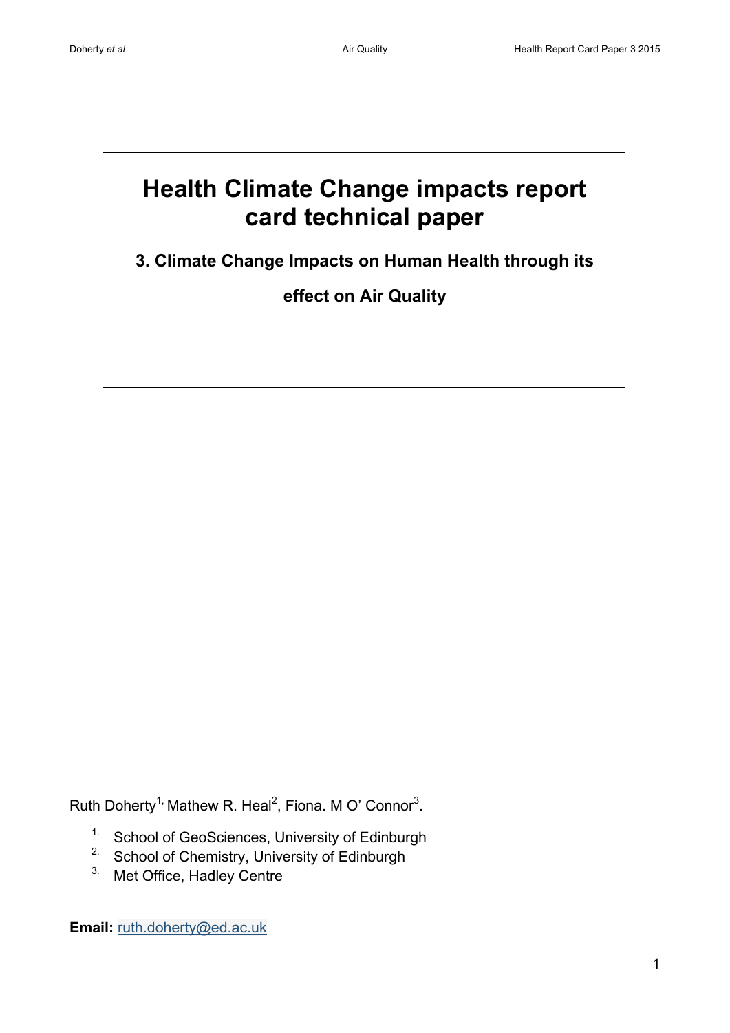# Health Climate Change impacts report card technical paper

## 3. Climate Change Impacts on Human Health through its effect on Air Quality

Ruth Doherty[1], Mathew R. Heal[2], Fiona. M O' Connor[3].

1. School of GeoSciences, University of Edinburgh
2. School of Chemistry, University of Edinburgh
3. Met Office, Hadley Centre

**Email:** ruth.doherty@ed.ac.uk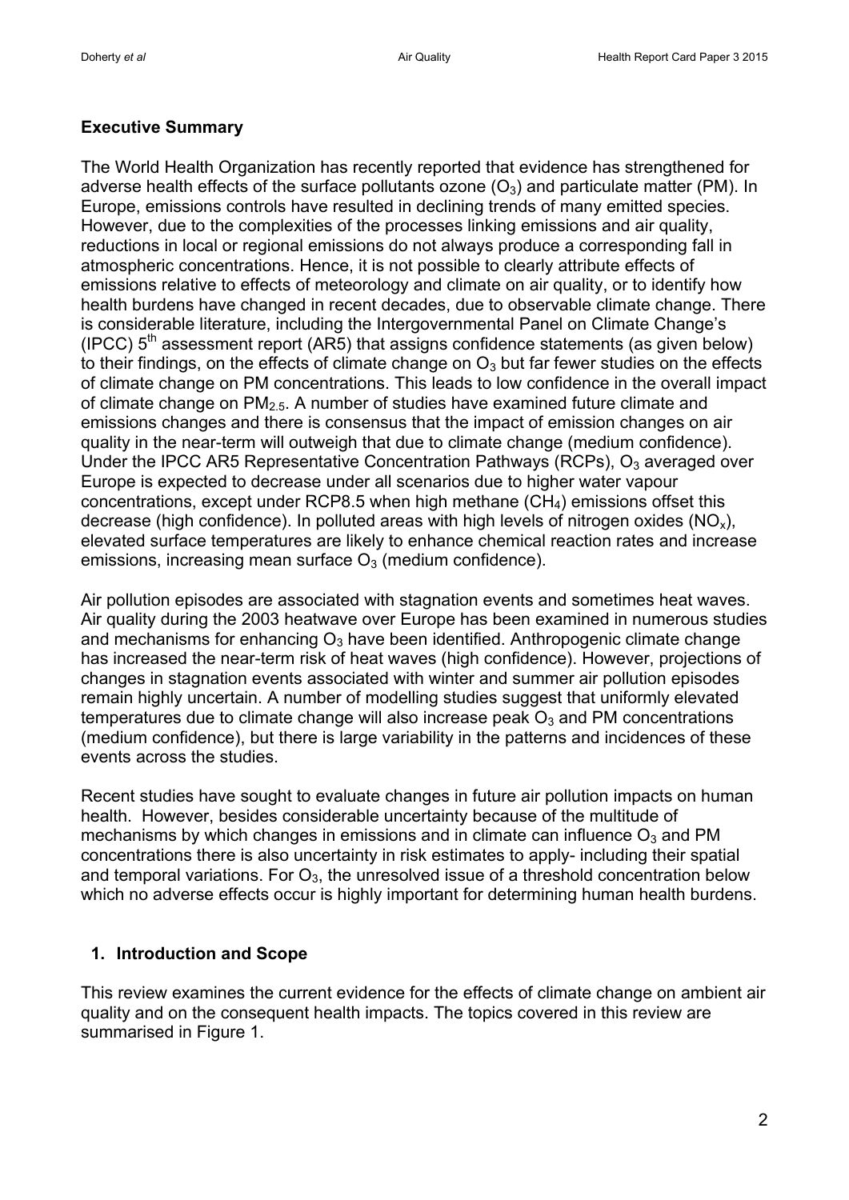## Executive Summary

The World Health Organization has recently reported that evidence has strengthened for adverse health effects of the surface pollutants ozone ($O_3$) and particulate matter (PM). In Europe, emissions controls have resulted in declining trends of many emitted species. However, due to the complexities of the processes linking emissions and air quality, reductions in local or regional emissions do not always produce a corresponding fall in atmospheric concentrations. Hence, it is not possible to clearly attribute effects of emissions relative to effects of meteorology and climate on air quality, or to identify how health burdens have changed in recent decades, due to observable climate change. There is considerable literature, including the Intergovernmental Panel on Climate Change's (IPCC) 5$^{th}$ assessment report (AR5) that assigns confidence statements (as given below) to their findings, on the effects of climate change on $O_3$ but far fewer studies on the effects of climate change on PM concentrations. This leads to low confidence in the overall impact of climate change on $PM_{2.5}$. A number of studies have examined future climate and emissions changes and there is consensus that the impact of emission changes on air quality in the near-term will outweigh that due to climate change (medium confidence). Under the IPCC AR5 Representative Concentration Pathways (RCPs), $O_3$ averaged over Europe is expected to decrease under all scenarios due to higher water vapour concentrations, except under RCP8.5 when high methane ($CH_4$) emissions offset this decrease (high confidence). In polluted areas with high levels of nitrogen oxides ($NO_x$), elevated surface temperatures are likely to enhance chemical reaction rates and increase emissions, increasing mean surface $O_3$ (medium confidence).

Air pollution episodes are associated with stagnation events and sometimes heat waves. Air quality during the 2003 heatwave over Europe has been examined in numerous studies and mechanisms for enhancing $O_3$ have been identified. Anthropogenic climate change has increased the near-term risk of heat waves (high confidence). However, projections of changes in stagnation events associated with winter and summer air pollution episodes remain highly uncertain. A number of modelling studies suggest that uniformly elevated temperatures due to climate change will also increase peak $O_3$ and PM concentrations (medium confidence), but there is large variability in the patterns and incidences of these events across the studies.

Recent studies have sought to evaluate changes in future air pollution impacts on human health. However, besides considerable uncertainty because of the multitude of mechanisms by which changes in emissions and in climate can influence $O_3$ and PM concentrations there is also uncertainty in risk estimates to apply- including their spatial and temporal variations. For $O_3$, the unresolved issue of a threshold concentration below which no adverse effects occur is highly important for determining human health burdens.

## 1. Introduction and Scope

This review examines the current evidence for the effects of climate change on ambient air quality and on the consequent health impacts. The topics covered in this review are summarised in Figure 1.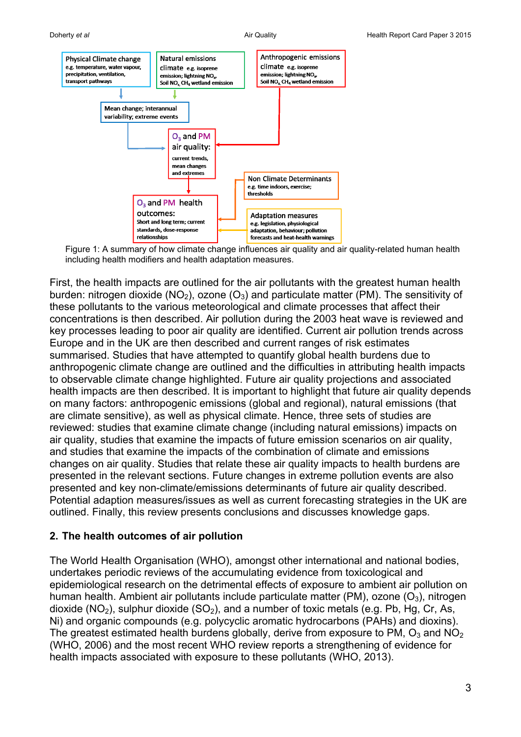Figure 1: A summary of how climate change influences air quality and air quality-related human health including health modifiers and health adaptation measures.

First, the health impacts are outlined for the air pollutants with the greatest human health burden: nitrogen dioxide ($NO_2$), ozone ($O_3$) and particulate matter (PM). The sensitivity of these pollutants to the various meteorological and climate processes that affect their concentrations is then described. Air pollution during the 2003 heat wave is reviewed and key processes leading to poor air quality are identified. Current air pollution trends across Europe and in the UK are then described and current ranges of risk estimates summarised. Studies that have attempted to quantify global health burdens due to anthropogenic climate change are outlined and the difficulties in attributing health impacts to observable climate change highlighted. Future air quality projections and associated health impacts are then described. It is important to highlight that future air quality depends on many factors: anthropogenic emissions (global and regional), natural emissions (that are climate sensitive), as well as physical climate. Hence, three sets of studies are reviewed: studies that examine climate change (including natural emissions) impacts on air quality, studies that examine the impacts of future emission scenarios on air quality, and studies that examine the impacts of the combination of climate and emissions changes on air quality. Studies that relate these air quality impacts to health burdens are presented in the relevant sections. Future changes in extreme pollution events are also presented and key non-climate/emissions determinants of future air quality described. Potential adaption measures/issues as well as current forecasting strategies in the UK are outlined. Finally, this review presents conclusions and discusses knowledge gaps.

## 2. The health outcomes of air pollution

The World Health Organisation (WHO), amongst other international and national bodies, undertakes periodic reviews of the accumulating evidence from toxicological and epidemiological research on the detrimental effects of exposure to ambient air pollution on human health. Ambient air pollutants include particulate matter (PM), ozone ($O_3$), nitrogen dioxide ($NO_2$), sulphur dioxide ($SO_2$), and a number of toxic metals (e.g. Pb, Hg, Cr, As, Ni) and organic compounds (e.g. polycyclic aromatic hydrocarbons (PAHs) and dioxins). The greatest estimated health burdens globally, derive from exposure to PM, $O_3$ and $NO_2$ (WHO, 2006) and the most recent WHO review reports a strengthening of evidence for health impacts associated with exposure to these pollutants (WHO, 2013).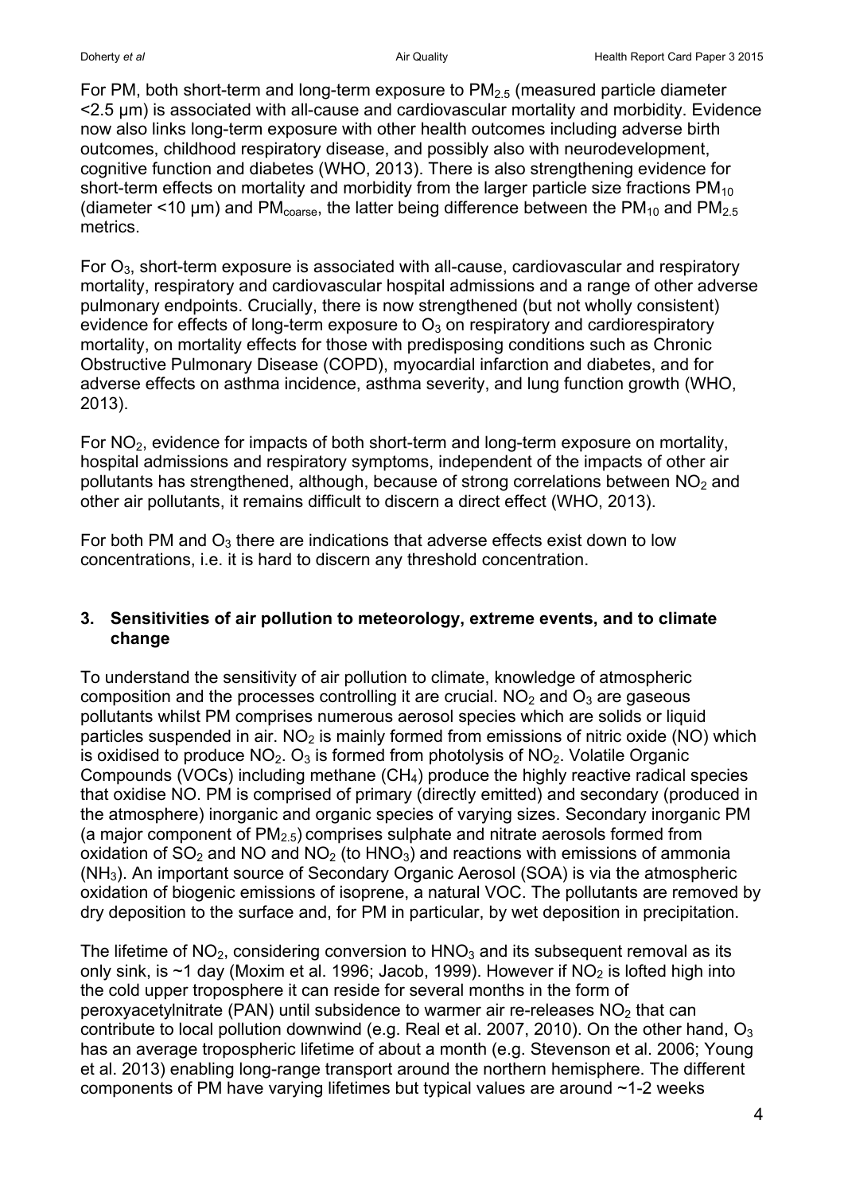For PM, both short-term and long-term exposure to $PM_{2.5}$ (measured particle diameter <2.5 μm) is associated with all-cause and cardiovascular mortality and morbidity. Evidence now also links long-term exposure with other health outcomes including adverse birth outcomes, childhood respiratory disease, and possibly also with neurodevelopment, cognitive function and diabetes (WHO, 2013). There is also strengthening evidence for short-term effects on mortality and morbidity from the larger particle size fractions $PM_{10}$ (diameter <10 μm) and $PM_{coarse}$, the latter being difference between the $PM_{10}$ and $PM_{2.5}$ metrics.

For $O_3$, short-term exposure is associated with all-cause, cardiovascular and respiratory mortality, respiratory and cardiovascular hospital admissions and a range of other adverse pulmonary endpoints. Crucially, there is now strengthened (but not wholly consistent) evidence for effects of long-term exposure to $O_3$ on respiratory and cardiorespiratory mortality, on mortality effects for those with predisposing conditions such as Chronic Obstructive Pulmonary Disease (COPD), myocardial infarction and diabetes, and for adverse effects on asthma incidence, asthma severity, and lung function growth (WHO, 2013).

For $NO_2$, evidence for impacts of both short-term and long-term exposure on mortality, hospital admissions and respiratory symptoms, independent of the impacts of other air pollutants has strengthened, although, because of strong correlations between $NO_2$ and other air pollutants, it remains difficult to discern a direct effect (WHO, 2013).

For both PM and $O_3$ there are indications that adverse effects exist down to low concentrations, i.e. it is hard to discern any threshold concentration.

## 3. Sensitivities of air pollution to meteorology, extreme events, and to climate change

To understand the sensitivity of air pollution to climate, knowledge of atmospheric composition and the processes controlling it are crucial. $NO_2$ and $O_3$ are gaseous pollutants whilst PM comprises numerous aerosol species which are solids or liquid particles suspended in air. $NO_2$ is mainly formed from emissions of nitric oxide (NO) which is oxidised to produce $NO_2$. $O_3$ is formed from photolysis of $NO_2$. Volatile Organic Compounds (VOCs) including methane ($CH_4$) produce the highly reactive radical species that oxidise NO. PM is comprised of primary (directly emitted) and secondary (produced in the atmosphere) inorganic and organic species of varying sizes. Secondary inorganic PM (a major component of $PM_{2.5}$) comprises sulphate and nitrate aerosols formed from oxidation of $SO_2$ and NO and $NO_2$ (to $HNO_3$) and reactions with emissions of ammonia ($NH_3$). An important source of Secondary Organic Aerosol (SOA) is via the atmospheric oxidation of biogenic emissions of isoprene, a natural VOC. The pollutants are removed by dry deposition to the surface and, for PM in particular, by wet deposition in precipitation.

The lifetime of $NO_2$, considering conversion to $HNO_3$ and its subsequent removal as its only sink, is ~1 day (Moxim et al. 1996; Jacob, 1999). However if $NO_2$ is lofted high into the cold upper troposphere it can reside for several months in the form of peroxyacetylnitrate (PAN) until subsidence to warmer air re-releases $NO_2$ that can contribute to local pollution downwind (e.g. Real et al. 2007, 2010). On the other hand, $O_3$ has an average tropospheric lifetime of about a month (e.g. Stevenson et al. 2006; Young et al. 2013) enabling long-range transport around the northern hemisphere. The different components of PM have varying lifetimes but typical values are around ~1-2 weeks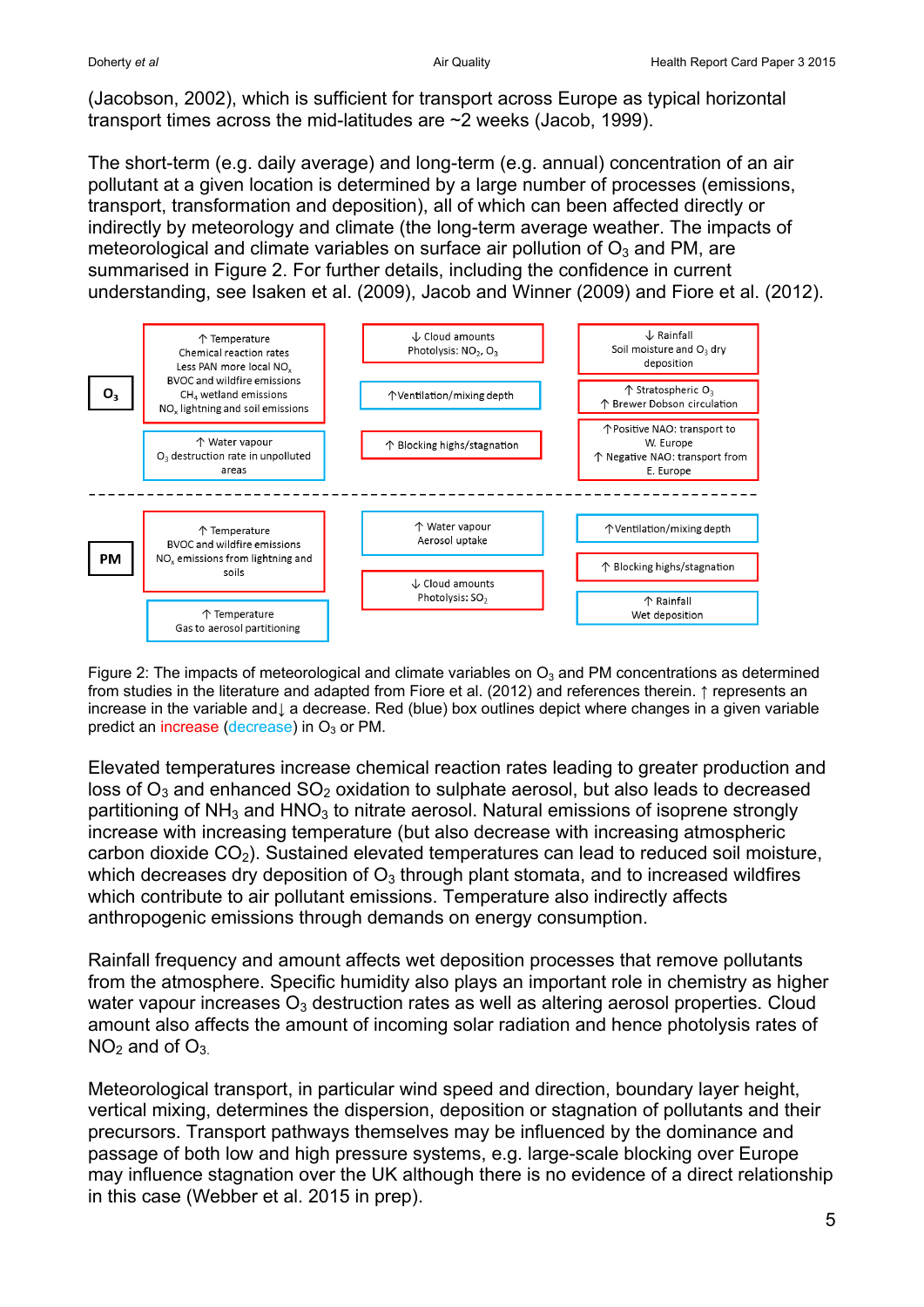(Jacobson, 2002), which is sufficient for transport across Europe as typical horizontal transport times across the mid-latitudes are ~2 weeks (Jacob, 1999).

The short-term (e.g. daily average) and long-term (e.g. annual) concentration of an air pollutant at a given location is determined by a large number of processes (emissions, transport, transformation and deposition), all of which can been affected directly or indirectly by meteorology and climate (the long-term average weather. The impacts of meteorological and climate variables on surface air pollution of $O_3$ and PM, are summarised in Figure 2. For further details, including the confidence in current understanding, see Isaken et al. (2009), Jacob and Winner (2009) and Fiore et al. (2012).

**$O_3$**

| | | |
|---|---|---|
| ↑ Temperature<br>Chemical reaction rates<br>Less PAN more local $NO_x$<br>BVOC and wildfire emissions<br>$CH_4$ wetland emissions<br>$NO_x$ lightning and soil emissions | ↓ Cloud amounts<br>Photolysis: $NO_2$, $O_3$ | ↓ Rainfall<br>Soil moisture and $O_3$ dry deposition |
| ↑ Water vapour<br>$O_3$ destruction rate in unpolluted areas | ↑ Ventilation/mixing depth | ↑ Stratospheric $O_3$<br>↑ Brewer Dobson circulation |
| | ↑ Blocking highs/stagnation | ↑ Positive NAO: transport to W. Europe<br>↑ Negative NAO: transport from E. Europe |

**PM**

| | | |
|---|---|---|
| ↑ Temperature<br>BVOC and wildfire emissions<br>$NO_x$ emissions from lightning and soils | ↑ Water vapour<br>Aerosol uptake | ↑ Ventilation/mixing depth |
| ↑ Temperature<br>Gas to aerosol partitioning | ↓ Cloud amounts<br>Photolysis: $SO_2$ | ↑ Blocking highs/stagnation |
| | | ↑ Rainfall<br>Wet deposition |

Figure 2: The impacts of meteorological and climate variables on $O_3$ and PM concentrations as determined from studies in the literature and adapted from Fiore et al. (2012) and references therein. ↑ represents an increase in the variable and↓ a decrease. Red (blue) box outlines depict where changes in a given variable predict an increase (decrease) in $O_3$ or PM.

Elevated temperatures increase chemical reaction rates leading to greater production and loss of $O_3$ and enhanced $SO_2$ oxidation to sulphate aerosol, but also leads to decreased partitioning of $NH_3$ and $HNO_3$ to nitrate aerosol. Natural emissions of isoprene strongly increase with increasing temperature (but also decrease with increasing atmospheric carbon dioxide $CO_2$). Sustained elevated temperatures can lead to reduced soil moisture, which decreases dry deposition of $O_3$ through plant stomata, and to increased wildfires which contribute to air pollutant emissions. Temperature also indirectly affects anthropogenic emissions through demands on energy consumption.

Rainfall frequency and amount affects wet deposition processes that remove pollutants from the atmosphere. Specific humidity also plays an important role in chemistry as higher water vapour increases $O_3$ destruction rates as well as altering aerosol properties. Cloud amount also affects the amount of incoming solar radiation and hence photolysis rates of $NO_2$ and of $O_3$.

Meteorological transport, in particular wind speed and direction, boundary layer height, vertical mixing, determines the dispersion, deposition or stagnation of pollutants and their precursors. Transport pathways themselves may be influenced by the dominance and passage of both low and high pressure systems, e.g. large-scale blocking over Europe may influence stagnation over the UK although there is no evidence of a direct relationship in this case (Webber et al. 2015 in prep).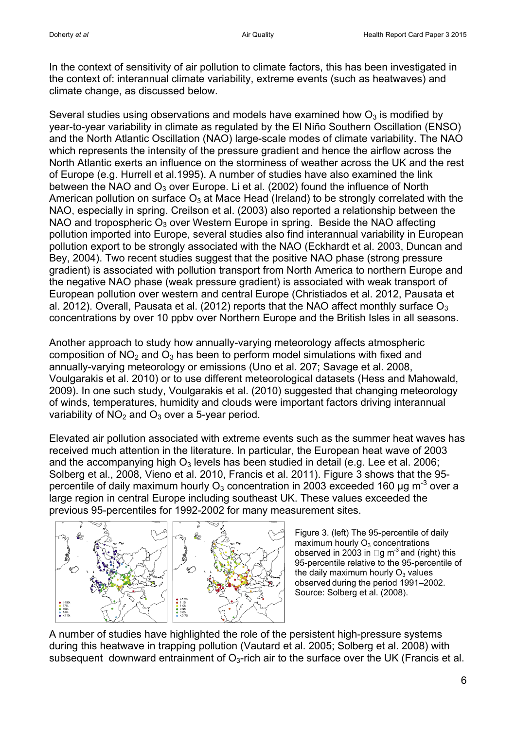In the context of sensitivity of air pollution to climate factors, this has been investigated in the context of: interannual climate variability, extreme events (such as heatwaves) and climate change, as discussed below.

Several studies using observations and models have examined how $O_3$ is modified by year-to-year variability in climate as regulated by the El Niño Southern Oscillation (ENSO) and the North Atlantic Oscillation (NAO) large-scale modes of climate variability. The NAO which represents the intensity of the pressure gradient and hence the airflow across the North Atlantic exerts an influence on the storminess of weather across the UK and the rest of Europe (e.g. Hurrell et al.1995). A number of studies have also examined the link between the NAO and $O_3$ over Europe. Li et al. (2002) found the influence of North American pollution on surface $O_3$ at Mace Head (Ireland) to be strongly correlated with the NAO, especially in spring. Creilson et al. (2003) also reported a relationship between the NAO and tropospheric $O_3$ over Western Europe in spring. Beside the NAO affecting pollution imported into Europe, several studies also find interannual variability in European pollution export to be strongly associated with the NAO (Eckhardt et al. 2003, Duncan and Bey, 2004). Two recent studies suggest that the positive NAO phase (strong pressure gradient) is associated with pollution transport from North America to northern Europe and the negative NAO phase (weak pressure gradient) is associated with weak transport of European pollution over western and central Europe (Christiados et al. 2012, Pausata et al. 2012). Overall, Pausata et al. (2012) reports that the NAO affect monthly surface $O_3$ concentrations by over 10 ppbv over Northern Europe and the British Isles in all seasons.

Another approach to study how annually-varying meteorology affects atmospheric composition of $NO_2$ and $O_3$ has been to perform model simulations with fixed and annually-varying meteorology or emissions (Uno et al. 207; Savage et al. 2008, Voulgarakis et al. 2010) or to use different meteorological datasets (Hess and Mahowald, 2009). In one such study, Voulgarakis et al. (2010) suggested that changing meteorology of winds, temperatures, humidity and clouds were important factors driving interannual variability of $NO_2$ and $O_3$ over a 5-year period.

Elevated air pollution associated with extreme events such as the summer heat waves has received much attention in the literature. In particular, the European heat wave of 2003 and the accompanying high $O_3$ levels has been studied in detail (e.g. Lee et al. 2006; Solberg et al., 2008, Vieno et al. 2010, Francis et al. 2011). Figure 3 shows that the 95-percentile of daily maximum hourly $O_3$ concentration in 2003 exceeded 160 µg $m^{-3}$ over a large region in central Europe including southeast UK. These values exceeded the previous 95-percentiles for 1992-2002 for many measurement sites.

Figure 3. (left) The 95-percentile of daily maximum hourly $O_3$ concentrations observed in 2003 in µg $m^{-3}$ and (right) this 95-percentile relative to the 95-percentile of the daily maximum hourly $O_3$ values observed during the period 1991–2002. Source: Solberg et al. (2008).

A number of studies have highlighted the role of the persistent high-pressure systems during this heatwave in trapping pollution (Vautard et al. 2005; Solberg et al. 2008) with subsequent downward entrainment of $O_3$-rich air to the surface over the UK (Francis et al.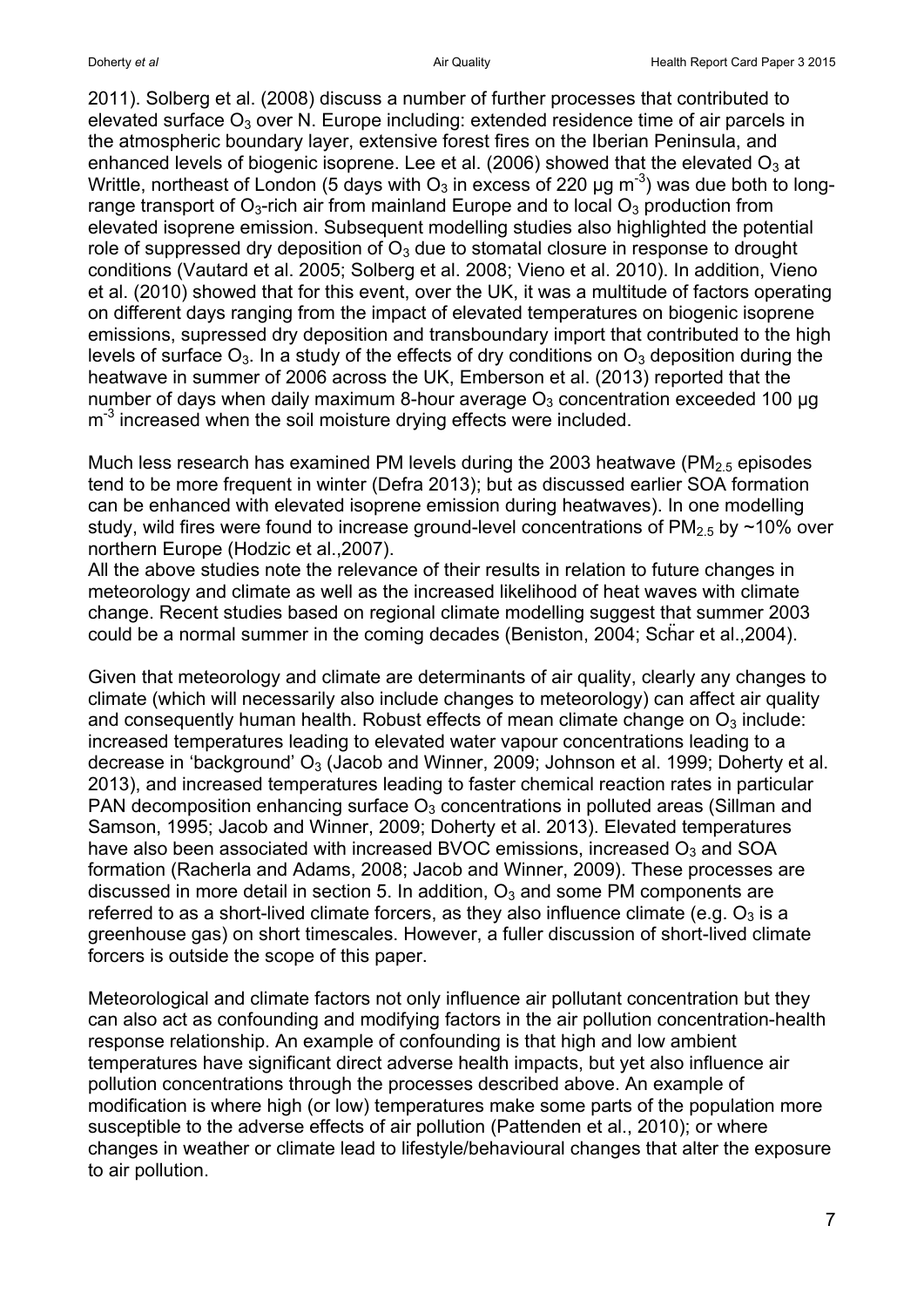2011). Solberg et al. (2008) discuss a number of further processes that contributed to elevated surface $O_3$ over N. Europe including: extended residence time of air parcels in the atmospheric boundary layer, extensive forest fires on the Iberian Peninsula, and enhanced levels of biogenic isoprene. Lee et al. (2006) showed that the elevated $O_3$ at Writtle, northeast of London (5 days with $O_3$ in excess of 220 μg $m^{-3}$) was due both to long-range transport of $O_3$-rich air from mainland Europe and to local $O_3$ production from elevated isoprene emission. Subsequent modelling studies also highlighted the potential role of suppressed dry deposition of $O_3$ due to stomatal closure in response to drought conditions (Vautard et al. 2005; Solberg et al. 2008; Vieno et al. 2010). In addition, Vieno et al. (2010) showed that for this event, over the UK, it was a multitude of factors operating on different days ranging from the impact of elevated temperatures on biogenic isoprene emissions, supressed dry deposition and transboundary import that contributed to the high levels of surface $O_3$. In a study of the effects of dry conditions on $O_3$ deposition during the heatwave in summer of 2006 across the UK, Emberson et al. (2013) reported that the number of days when daily maximum 8-hour average $O_3$ concentration exceeded 100 μg $m^{-3}$ increased when the soil moisture drying effects were included.

Much less research has examined PM levels during the 2003 heatwave ($PM_{2.5}$ episodes tend to be more frequent in winter (Defra 2013); but as discussed earlier SOA formation can be enhanced with elevated isoprene emission during heatwaves). In one modelling study, wild fires were found to increase ground-level concentrations of $PM_{2.5}$ by ~10% over northern Europe (Hodzic et al.,2007).

All the above studies note the relevance of their results in relation to future changes in meteorology and climate as well as the increased likelihood of heat waves with climate change. Recent studies based on regional climate modelling suggest that summer 2003 could be a normal summer in the coming decades (Beniston, 2004; Schär et al.,2004).

Given that meteorology and climate are determinants of air quality, clearly any changes to climate (which will necessarily also include changes to meteorology) can affect air quality and consequently human health. Robust effects of mean climate change on $O_3$ include: increased temperatures leading to elevated water vapour concentrations leading to a decrease in 'background' $O_3$ (Jacob and Winner, 2009; Johnson et al. 1999; Doherty et al. 2013), and increased temperatures leading to faster chemical reaction rates in particular PAN decomposition enhancing surface $O_3$ concentrations in polluted areas (Sillman and Samson, 1995; Jacob and Winner, 2009; Doherty et al. 2013). Elevated temperatures have also been associated with increased BVOC emissions, increased $O_3$ and SOA formation (Racherla and Adams, 2008; Jacob and Winner, 2009). These processes are discussed in more detail in section 5. In addition, $O_3$ and some PM components are referred to as a short-lived climate forcers, as they also influence climate (e.g. $O_3$ is a greenhouse gas) on short timescales. However, a fuller discussion of short-lived climate forcers is outside the scope of this paper.

Meteorological and climate factors not only influence air pollutant concentration but they can also act as confounding and modifying factors in the air pollution concentration-health response relationship. An example of confounding is that high and low ambient temperatures have significant direct adverse health impacts, but yet also influence air pollution concentrations through the processes described above. An example of modification is where high (or low) temperatures make some parts of the population more susceptible to the adverse effects of air pollution (Pattenden et al., 2010); or where changes in weather or climate lead to lifestyle/behavioural changes that alter the exposure to air pollution.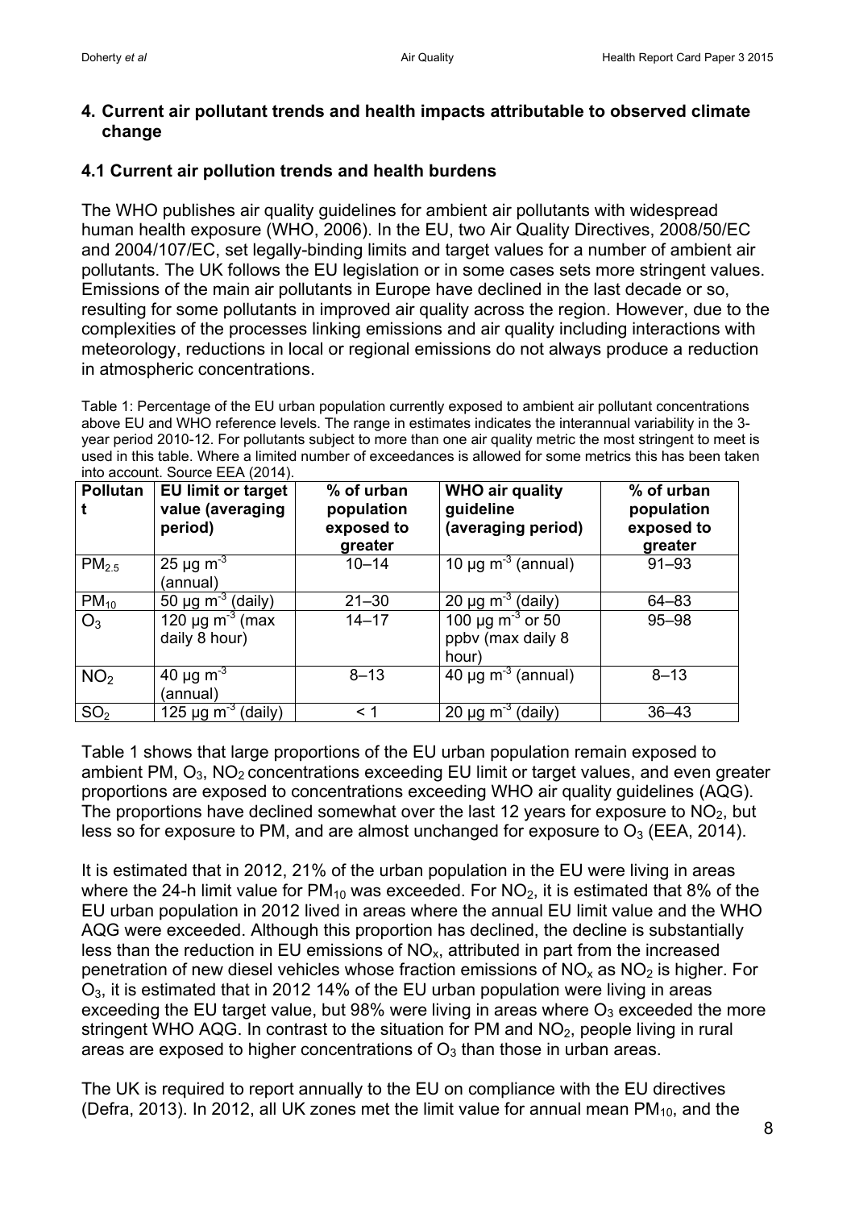## 4. Current air pollutant trends and health impacts attributable to observed climate change

### 4.1 Current air pollution trends and health burdens

The WHO publishes air quality guidelines for ambient air pollutants with widespread human health exposure (WHO, 2006). In the EU, two Air Quality Directives, 2008/50/EC and 2004/107/EC, set legally-binding limits and target values for a number of ambient air pollutants. The UK follows the EU legislation or in some cases sets more stringent values. Emissions of the main air pollutants in Europe have declined in the last decade or so, resulting for some pollutants in improved air quality across the region. However, due to the complexities of the processes linking emissions and air quality including interactions with meteorology, reductions in local or regional emissions do not always produce a reduction in atmospheric concentrations.

Table 1: Percentage of the EU urban population currently exposed to ambient air pollutant concentrations above EU and WHO reference levels. The range in estimates indicates the interannual variability in the 3-year period 2010-12. For pollutants subject to more than one air quality metric the most stringent to meet is used in this table. Where a limited number of exceedances is allowed for some metrics this has been taken into account. Source EEA (2014).

| Pollutant | EU limit or target value (averaging period) | % of urban population exposed to greater | WHO air quality guideline (averaging period) | % of urban population exposed to greater |
|---|---|---|---|---|
| $PM_{2.5}$ | 25 μg $m^{-3}$ (annual) | 10–14 | 10 μg $m^{-3}$ (annual) | 91–93 |
| $PM_{10}$ | 50 μg $m^{-3}$ (daily) | 21–30 | 20 μg $m^{-3}$ (daily) | 64–83 |
| $O_3$ | 120 μg $m^{-3}$ (max daily 8 hour) | 14–17 | 100 μg $m^{-3}$ or 50 ppbv (max daily 8 hour) | 95–98 |
| $NO_2$ | 40 μg $m^{-3}$ (annual) | 8–13 | 40 μg $m^{-3}$ (annual) | 8–13 |
| $SO_2$ | 125 μg $m^{-3}$ (daily) | < 1 | 20 μg $m^{-3}$ (daily) | 36–43 |

Table 1 shows that large proportions of the EU urban population remain exposed to ambient PM, $O_3$, $NO_2$ concentrations exceeding EU limit or target values, and even greater proportions are exposed to concentrations exceeding WHO air quality guidelines (AQG). The proportions have declined somewhat over the last 12 years for exposure to $NO_2$, but less so for exposure to PM, and are almost unchanged for exposure to $O_3$ (EEA, 2014).

It is estimated that in 2012, 21% of the urban population in the EU were living in areas where the 24-h limit value for $PM_{10}$ was exceeded. For $NO_2$, it is estimated that 8% of the EU urban population in 2012 lived in areas where the annual EU limit value and the WHO AQG were exceeded. Although this proportion has declined, the decline is substantially less than the reduction in EU emissions of $NO_x$, attributed in part from the increased penetration of new diesel vehicles whose fraction emissions of $NO_x$ as $NO_2$ is higher. For $O_3$, it is estimated that in 2012 14% of the EU urban population were living in areas exceeding the EU target value, but 98% were living in areas where $O_3$ exceeded the more stringent WHO AQG. In contrast to the situation for PM and $NO_2$, people living in rural areas are exposed to higher concentrations of $O_3$ than those in urban areas.

The UK is required to report annually to the EU on compliance with the EU directives (Defra, 2013). In 2012, all UK zones met the limit value for annual mean $PM_{10}$, and the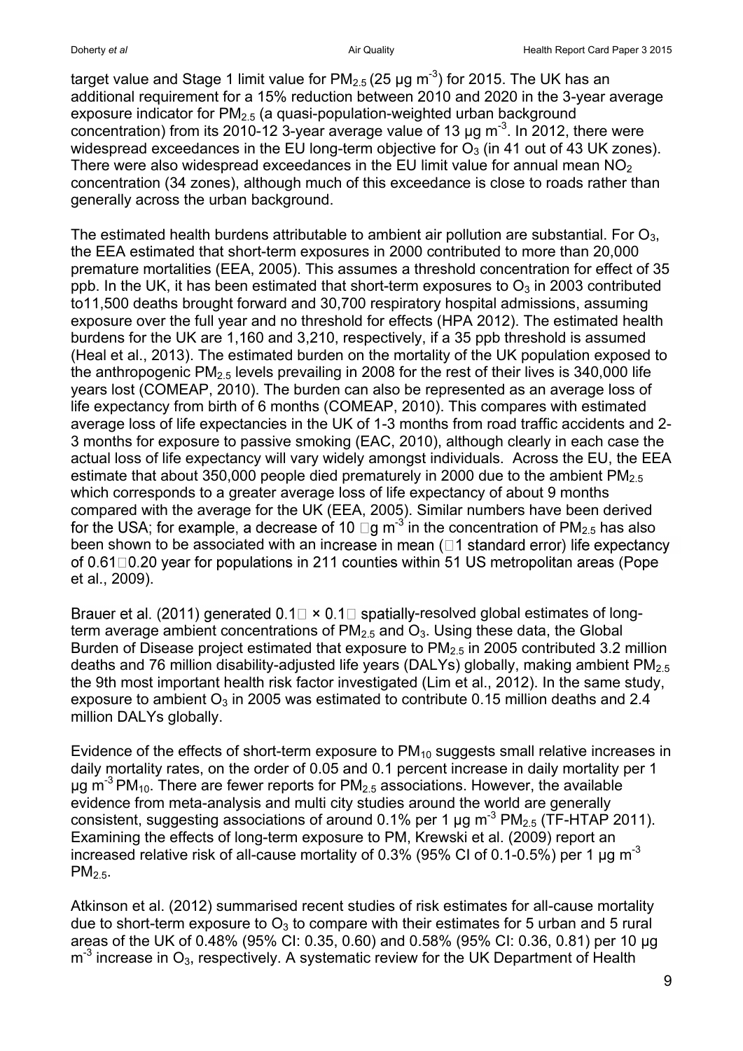target value and Stage 1 limit value for $PM_{2.5}$ (25 μg $m^{-3}$) for 2015. The UK has an additional requirement for a 15% reduction between 2010 and 2020 in the 3-year average exposure indicator for $PM_{2.5}$ (a quasi-population-weighted urban background concentration) from its 2010-12 3-year average value of 13 μg $m^{-3}$. In 2012, there were widespread exceedances in the EU long-term objective for $O_3$ (in 41 out of 43 UK zones). There were also widespread exceedances in the EU limit value for annual mean $NO_2$ concentration (34 zones), although much of this exceedance is close to roads rather than generally across the urban background.

The estimated health burdens attributable to ambient air pollution are substantial. For $O_3$, the EEA estimated that short-term exposures in 2000 contributed to more than 20,000 premature mortalities (EEA, 2005). This assumes a threshold concentration for effect of 35 ppb. In the UK, it has been estimated that short-term exposures to $O_3$ in 2003 contributed to11,500 deaths brought forward and 30,700 respiratory hospital admissions, assuming exposure over the full year and no threshold for effects (HPA 2012). The estimated health burdens for the UK are 1,160 and 3,210, respectively, if a 35 ppb threshold is assumed (Heal et al., 2013). The estimated burden on the mortality of the UK population exposed to the anthropogenic $PM_{2.5}$ levels prevailing in 2008 for the rest of their lives is 340,000 life years lost (COMEAP, 2010). The burden can also be represented as an average loss of life expectancy from birth of 6 months (COMEAP, 2010). This compares with estimated average loss of life expectancies in the UK of 1-3 months from road traffic accidents and 2-3 months for exposure to passive smoking (EAC, 2010), although clearly in each case the actual loss of life expectancy will vary widely amongst individuals. Across the EU, the EEA estimate that about 350,000 people died prematurely in 2000 due to the ambient $PM_{2.5}$ which corresponds to a greater average loss of life expectancy of about 9 months compared with the average for the UK (EEA, 2005). Similar numbers have been derived for the USA; for example, a decrease of 10 μg $m^{-3}$ in the concentration of $PM_{2.5}$ has also been shown to be associated with an increase in mean (±1 standard error) life expectancy of 0.61±0.20 year for populations in 211 counties within 51 US metropolitan areas (Pope et al., 2009).

Brauer et al. (2011) generated 0.1° × 0.1° spatially-resolved global estimates of long-term average ambient concentrations of $PM_{2.5}$ and $O_3$. Using these data, the Global Burden of Disease project estimated that exposure to $PM_{2.5}$ in 2005 contributed 3.2 million deaths and 76 million disability-adjusted life years (DALYs) globally, making ambient $PM_{2.5}$ the 9th most important health risk factor investigated (Lim et al., 2012). In the same study, exposure to ambient $O_3$ in 2005 was estimated to contribute 0.15 million deaths and 2.4 million DALYs globally.

Evidence of the effects of short-term exposure to $PM_{10}$ suggests small relative increases in daily mortality rates, on the order of 0.05 and 0.1 percent increase in daily mortality per 1 μg $m^{-3}$ $PM_{10}$. There are fewer reports for $PM_{2.5}$ associations. However, the available evidence from meta-analysis and multi city studies around the world are generally consistent, suggesting associations of around 0.1% per 1 μg $m^{-3}$ $PM_{2.5}$ (TF-HTAP 2011). Examining the effects of long-term exposure to PM, Krewski et al. (2009) report an increased relative risk of all-cause mortality of 0.3% (95% CI of 0.1-0.5%) per 1 μg $m^{-3}$ $PM_{2.5}$.

Atkinson et al. (2012) summarised recent studies of risk estimates for all-cause mortality due to short-term exposure to $O_3$ to compare with their estimates for 5 urban and 5 rural areas of the UK of 0.48% (95% CI: 0.35, 0.60) and 0.58% (95% CI: 0.36, 0.81) per 10 μg $m^{-3}$ increase in $O_3$, respectively. A systematic review for the UK Department of Health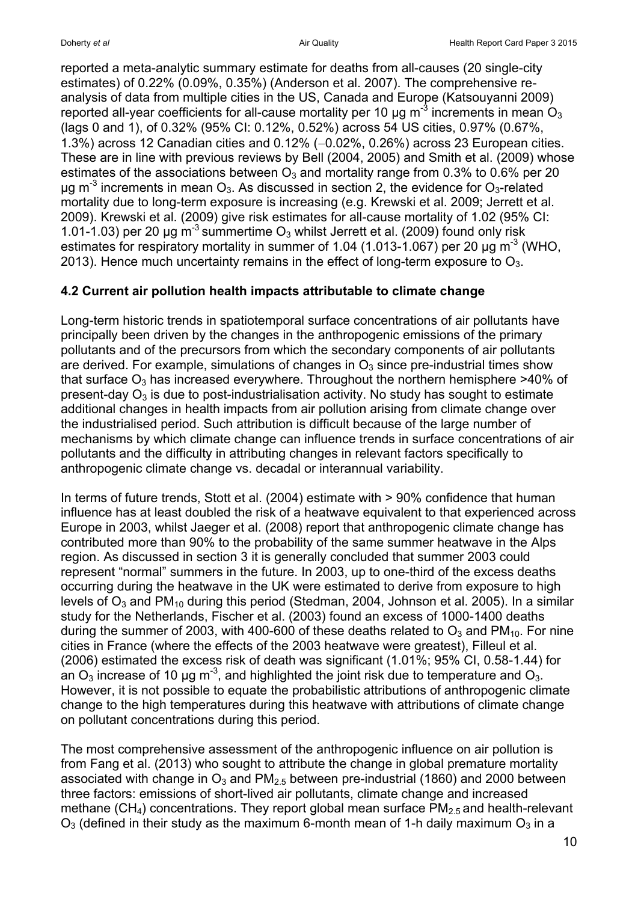reported a meta-analytic summary estimate for deaths from all-causes (20 single-city estimates) of 0.22% (0.09%, 0.35%) (Anderson et al. 2007). The comprehensive re-analysis of data from multiple cities in the US, Canada and Europe (Katsouyanni 2009) reported all-year coefficients for all-cause mortality per 10 μg $m^{-3}$ increments in mean $O_3$ (lags 0 and 1), of 0.32% (95% CI: 0.12%, 0.52%) across 54 US cities, 0.97% (0.67%, 1.3%) across 12 Canadian cities and 0.12% (−0.02%, 0.26%) across 23 European cities. These are in line with previous reviews by Bell (2004, 2005) and Smith et al. (2009) whose estimates of the associations between $O_3$ and mortality range from 0.3% to 0.6% per 20 μg $m^{-3}$ increments in mean $O_3$. As discussed in section 2, the evidence for $O_3$-related mortality due to long-term exposure is increasing (e.g. Krewski et al. 2009; Jerrett et al. 2009). Krewski et al. (2009) give risk estimates for all-cause mortality of 1.02 (95% CI: 1.01-1.03) per 20 μg $m^{-3}$ summertime $O_3$ whilst Jerrett et al. (2009) found only risk estimates for respiratory mortality in summer of 1.04 (1.013-1.067) per 20 μg $m^{-3}$ (WHO, 2013). Hence much uncertainty remains in the effect of long-term exposure to $O_3$.

## 4.2 Current air pollution health impacts attributable to climate change

Long-term historic trends in spatiotemporal surface concentrations of air pollutants have principally been driven by the changes in the anthropogenic emissions of the primary pollutants and of the precursors from which the secondary components of air pollutants are derived. For example, simulations of changes in $O_3$ since pre-industrial times show that surface $O_3$ has increased everywhere. Throughout the northern hemisphere >40% of present-day $O_3$ is due to post-industrialisation activity. No study has sought to estimate additional changes in health impacts from air pollution arising from climate change over the industrialised period. Such attribution is difficult because of the large number of mechanisms by which climate change can influence trends in surface concentrations of air pollutants and the difficulty in attributing changes in relevant factors specifically to anthropogenic climate change vs. decadal or interannual variability.

In terms of future trends, Stott et al. (2004) estimate with > 90% confidence that human influence has at least doubled the risk of a heatwave equivalent to that experienced across Europe in 2003, whilst Jaeger et al. (2008) report that anthropogenic climate change has contributed more than 90% to the probability of the same summer heatwave in the Alps region. As discussed in section 3 it is generally concluded that summer 2003 could represent "normal" summers in the future. In 2003, up to one-third of the excess deaths occurring during the heatwave in the UK were estimated to derive from exposure to high levels of $O_3$ and $PM_{10}$ during this period (Stedman, 2004, Johnson et al. 2005). In a similar study for the Netherlands, Fischer et al. (2003) found an excess of 1000-1400 deaths during the summer of 2003, with 400-600 of these deaths related to $O_3$ and $PM_{10}$. For nine cities in France (where the effects of the 2003 heatwave were greatest), Filleul et al. (2006) estimated the excess risk of death was significant (1.01%; 95% CI, 0.58-1.44) for an $O_3$ increase of 10 μg $m^{-3}$, and highlighted the joint risk due to temperature and $O_3$. However, it is not possible to equate the probabilistic attributions of anthropogenic climate change to the high temperatures during this heatwave with attributions of climate change on pollutant concentrations during this period.

The most comprehensive assessment of the anthropogenic influence on air pollution is from Fang et al. (2013) who sought to attribute the change in global premature mortality associated with change in $O_3$ and $PM_{2.5}$ between pre-industrial (1860) and 2000 between three factors: emissions of short-lived air pollutants, climate change and increased methane ($CH_4$) concentrations. They report global mean surface $PM_{2.5}$ and health-relevant $O_3$ (defined in their study as the maximum 6-month mean of 1-h daily maximum $O_3$ in a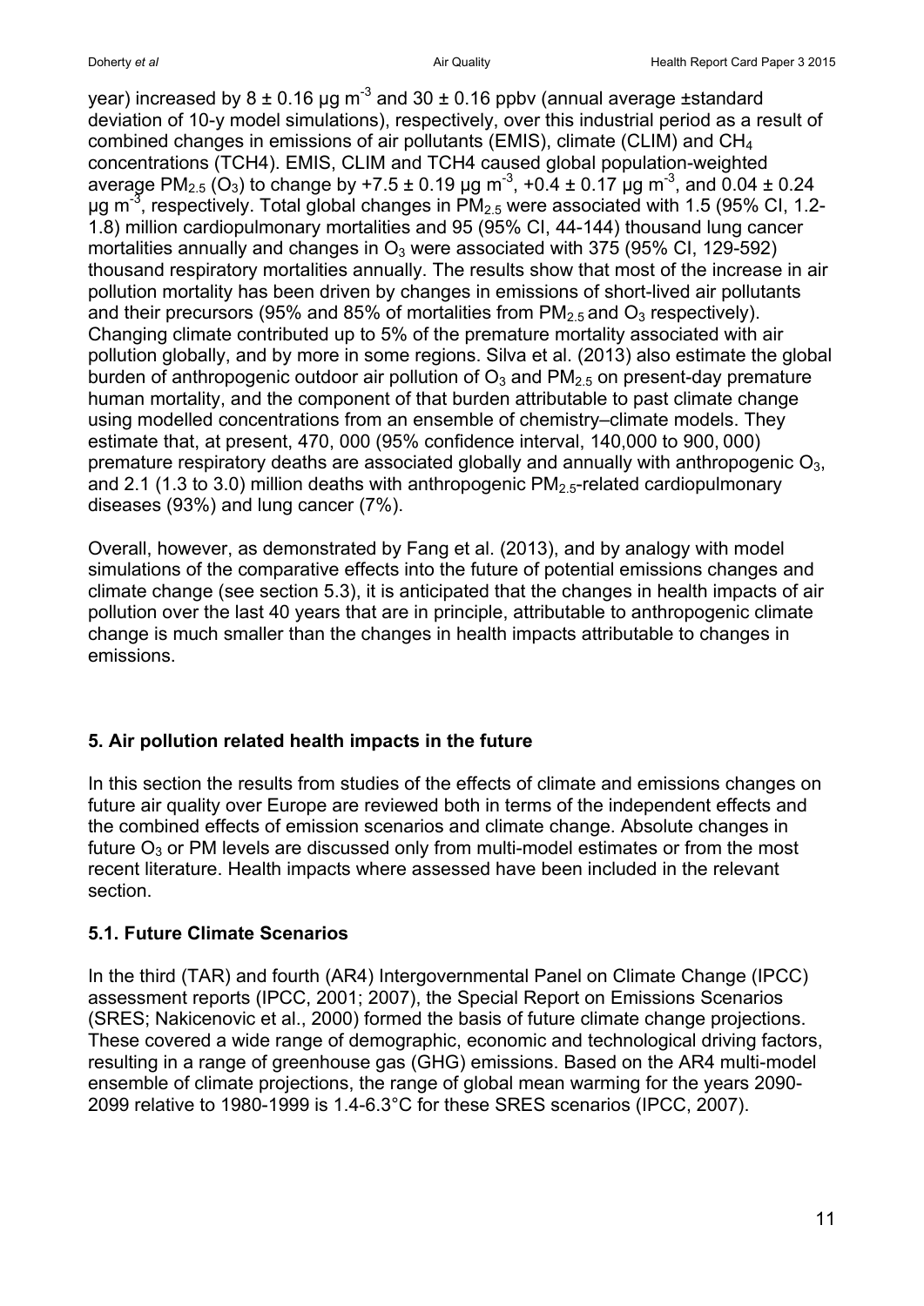year) increased by 8 ± 0.16 μg $m^{-3}$ and 30 ± 0.16 ppbv (annual average ±standard deviation of 10-y model simulations), respectively, over this industrial period as a result of combined changes in emissions of air pollutants (EMIS), climate (CLIM) and $CH_4$ concentrations (TCH4). EMIS, CLIM and TCH4 caused global population-weighted average $PM_{2.5}$ ($O_3$) to change by +7.5 ± 0.19 μg $m^{-3}$, +0.4 ± 0.17 μg $m^{-3}$, and 0.04 ± 0.24 μg $m^{-3}$, respectively. Total global changes in $PM_{2.5}$ were associated with 1.5 (95% CI, 1.2-1.8) million cardiopulmonary mortalities and 95 (95% CI, 44-144) thousand lung cancer mortalities annually and changes in $O_3$ were associated with 375 (95% CI, 129-592) thousand respiratory mortalities annually. The results show that most of the increase in air pollution mortality has been driven by changes in emissions of short-lived air pollutants and their precursors (95% and 85% of mortalities from $PM_{2.5}$ and $O_3$ respectively). Changing climate contributed up to 5% of the premature mortality associated with air pollution globally, and by more in some regions. Silva et al. (2013) also estimate the global burden of anthropogenic outdoor air pollution of $O_3$ and $PM_{2.5}$ on present-day premature human mortality, and the component of that burden attributable to past climate change using modelled concentrations from an ensemble of chemistry–climate models. They estimate that, at present, 470, 000 (95% confidence interval, 140,000 to 900, 000) premature respiratory deaths are associated globally and annually with anthropogenic $O_3$, and 2.1 (1.3 to 3.0) million deaths with anthropogenic $PM_{2.5}$-related cardiopulmonary diseases (93%) and lung cancer (7%).

Overall, however, as demonstrated by Fang et al. (2013), and by analogy with model simulations of the comparative effects into the future of potential emissions changes and climate change (see section 5.3), it is anticipated that the changes in health impacts of air pollution over the last 40 years that are in principle, attributable to anthropogenic climate change is much smaller than the changes in health impacts attributable to changes in emissions.

## 5. Air pollution related health impacts in the future

In this section the results from studies of the effects of climate and emissions changes on future air quality over Europe are reviewed both in terms of the independent effects and the combined effects of emission scenarios and climate change. Absolute changes in future $O_3$ or PM levels are discussed only from multi-model estimates or from the most recent literature. Health impacts where assessed have been included in the relevant section.

### 5.1. Future Climate Scenarios

In the third (TAR) and fourth (AR4) Intergovernmental Panel on Climate Change (IPCC) assessment reports (IPCC, 2001; 2007), the Special Report on Emissions Scenarios (SRES; Nakicenovic et al., 2000) formed the basis of future climate change projections. These covered a wide range of demographic, economic and technological driving factors, resulting in a range of greenhouse gas (GHG) emissions. Based on the AR4 multi-model ensemble of climate projections, the range of global mean warming for the years 2090-2099 relative to 1980-1999 is 1.4-6.3°C for these SRES scenarios (IPCC, 2007).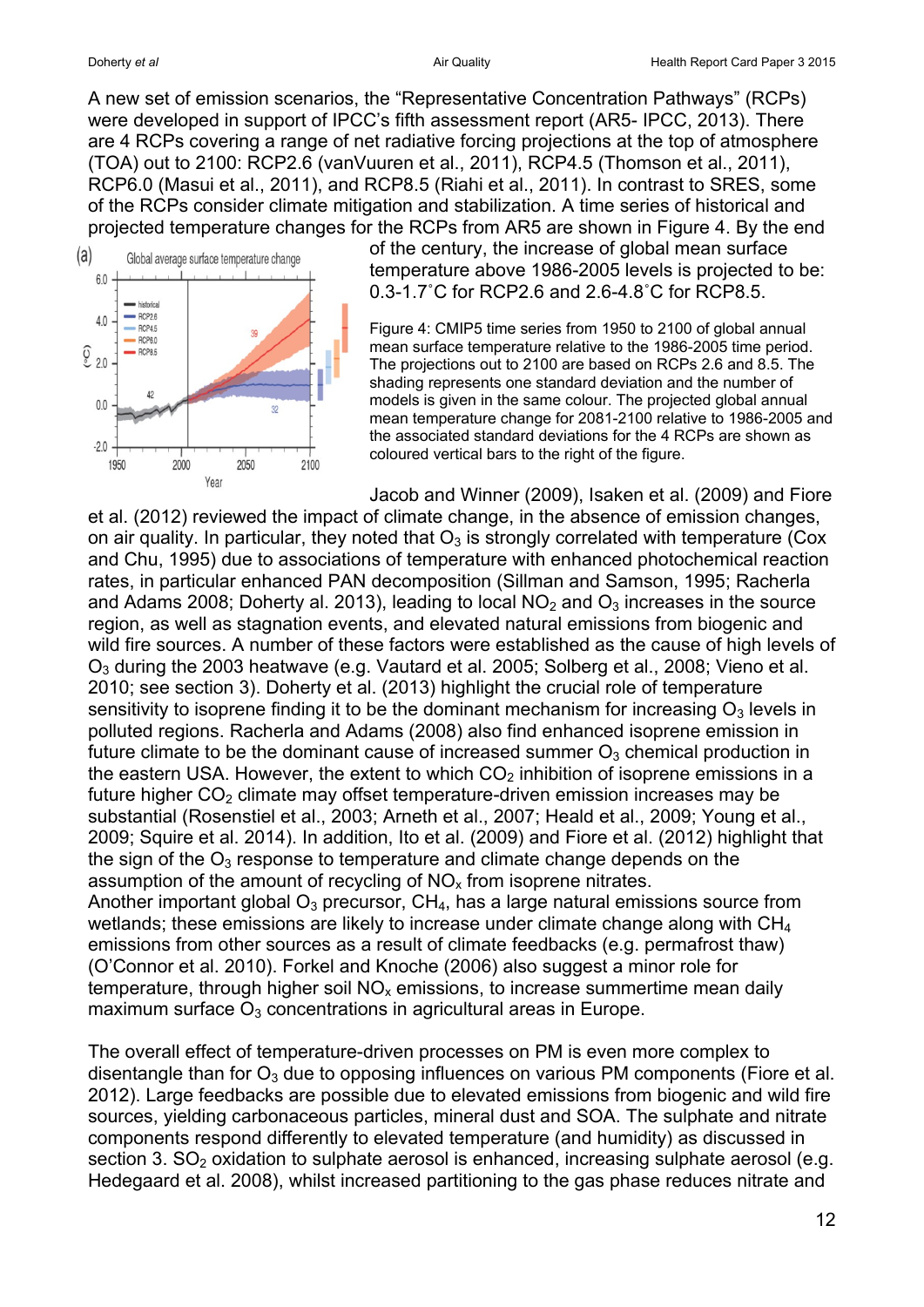A new set of emission scenarios, the "Representative Concentration Pathways" (RCPs) were developed in support of IPCC's fifth assessment report (AR5- IPCC, 2013). There are 4 RCPs covering a range of net radiative forcing projections at the top of atmosphere (TOA) out to 2100: RCP2.6 (vanVuuren et al., 2011), RCP4.5 (Thomson et al., 2011), RCP6.0 (Masui et al., 2011), and RCP8.5 (Riahi et al., 2011). In contrast to SRES, some of the RCPs consider climate mitigation and stabilization. A time series of historical and projected temperature changes for the RCPs from AR5 are shown in Figure 4. By the end of the century, the increase of global mean surface temperature above 1986-2005 levels is projected to be: 0.3-1.7˚C for RCP2.6 and 2.6-4.8˚C for RCP8.5.

Figure 4: CMIP5 time series from 1950 to 2100 of global annual mean surface temperature relative to the 1986-2005 time period. The projections out to 2100 are based on RCPs 2.6 and 8.5. The shading represents one standard deviation and the number of models is given in the same colour. The projected global annual mean temperature change for 2081-2100 relative to 1986-2005 and the associated standard deviations for the 4 RCPs are shown as coloured vertical bars to the right of the figure.

Jacob and Winner (2009), Isaken et al. (2009) and Fiore et al. (2012) reviewed the impact of climate change, in the absence of emission changes, on air quality. In particular, they noted that $O_3$ is strongly correlated with temperature (Cox and Chu, 1995) due to associations of temperature with enhanced photochemical reaction rates, in particular enhanced PAN decomposition (Sillman and Samson, 1995; Racherla and Adams 2008; Doherty al. 2013), leading to local $NO_2$ and $O_3$ increases in the source region, as well as stagnation events, and elevated natural emissions from biogenic and wild fire sources. A number of these factors were established as the cause of high levels of $O_3$ during the 2003 heatwave (e.g. Vautard et al. 2005; Solberg et al., 2008; Vieno et al. 2010; see section 3). Doherty et al. (2013) highlight the crucial role of temperature sensitivity to isoprene finding it to be the dominant mechanism for increasing $O_3$ levels in polluted regions. Racherla and Adams (2008) also find enhanced isoprene emission in future climate to be the dominant cause of increased summer $O_3$ chemical production in the eastern USA. However, the extent to which $CO_2$ inhibition of isoprene emissions in a future higher $CO_2$ climate may offset temperature-driven emission increases may be substantial (Rosenstiel et al., 2003; Arneth et al., 2007; Heald et al., 2009; Young et al., 2009; Squire et al. 2014). In addition, Ito et al. (2009) and Fiore et al. (2012) highlight that the sign of the $O_3$ response to temperature and climate change depends on the assumption of the amount of recycling of $NO_x$ from isoprene nitrates.
Another important global $O_3$ precursor, $CH_4$, has a large natural emissions source from wetlands; these emissions are likely to increase under climate change along with $CH_4$ emissions from other sources as a result of climate feedbacks (e.g. permafrost thaw) (O'Connor et al. 2010). Forkel and Knoche (2006) also suggest a minor role for temperature, through higher soil $NO_x$ emissions, to increase summertime mean daily maximum surface $O_3$ concentrations in agricultural areas in Europe.

The overall effect of temperature-driven processes on PM is even more complex to disentangle than for $O_3$ due to opposing influences on various PM components (Fiore et al. 2012). Large feedbacks are possible due to elevated emissions from biogenic and wild fire sources, yielding carbonaceous particles, mineral dust and SOA. The sulphate and nitrate components respond differently to elevated temperature (and humidity) as discussed in section 3. $SO_2$ oxidation to sulphate aerosol is enhanced, increasing sulphate aerosol (e.g. Hedegaard et al. 2008), whilst increased partitioning to the gas phase reduces nitrate and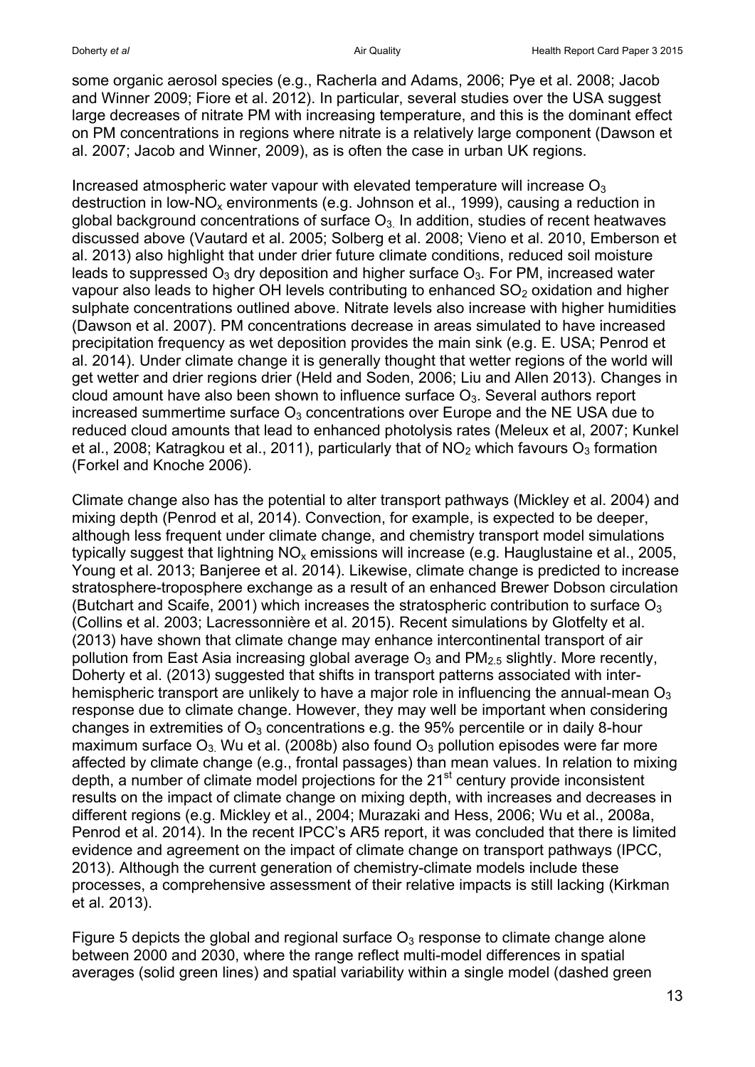some organic aerosol species (e.g., Racherla and Adams, 2006; Pye et al. 2008; Jacob and Winner 2009; Fiore et al. 2012). In particular, several studies over the USA suggest large decreases of nitrate PM with increasing temperature, and this is the dominant effect on PM concentrations in regions where nitrate is a relatively large component (Dawson et al. 2007; Jacob and Winner, 2009), as is often the case in urban UK regions.

Increased atmospheric water vapour with elevated temperature will increase $O_3$ destruction in low-$NO_x$ environments (e.g. Johnson et al., 1999), causing a reduction in global background concentrations of surface $O_3$. In addition, studies of recent heatwaves discussed above (Vautard et al. 2005; Solberg et al. 2008; Vieno et al. 2010, Emberson et al. 2013) also highlight that under drier future climate conditions, reduced soil moisture leads to suppressed $O_3$ dry deposition and higher surface $O_3$. For PM, increased water vapour also leads to higher OH levels contributing to enhanced $SO_2$ oxidation and higher sulphate concentrations outlined above. Nitrate levels also increase with higher humidities (Dawson et al. 2007). PM concentrations decrease in areas simulated to have increased precipitation frequency as wet deposition provides the main sink (e.g. E. USA; Penrod et al. 2014). Under climate change it is generally thought that wetter regions of the world will get wetter and drier regions drier (Held and Soden, 2006; Liu and Allen 2013). Changes in cloud amount have also been shown to influence surface $O_3$. Several authors report increased summertime surface $O_3$ concentrations over Europe and the NE USA due to reduced cloud amounts that lead to enhanced photolysis rates (Meleux et al, 2007; Kunkel et al., 2008; Katragkou et al., 2011), particularly that of $NO_2$ which favours $O_3$ formation (Forkel and Knoche 2006).

Climate change also has the potential to alter transport pathways (Mickley et al. 2004) and mixing depth (Penrod et al, 2014). Convection, for example, is expected to be deeper, although less frequent under climate change, and chemistry transport model simulations typically suggest that lightning $NO_x$ emissions will increase (e.g. Hauglustaine et al., 2005, Young et al. 2013; Banjeree et al. 2014). Likewise, climate change is predicted to increase stratosphere-troposphere exchange as a result of an enhanced Brewer Dobson circulation (Butchart and Scaife, 2001) which increases the stratospheric contribution to surface $O_3$ (Collins et al. 2003; Lacressonnière et al. 2015). Recent simulations by Glotfelty et al. (2013) have shown that climate change may enhance intercontinental transport of air pollution from East Asia increasing global average $O_3$ and $PM_{2.5}$ slightly. More recently, Doherty et al. (2013) suggested that shifts in transport patterns associated with inter-hemispheric transport are unlikely to have a major role in influencing the annual-mean $O_3$ response due to climate change. However, they may well be important when considering changes in extremities of $O_3$ concentrations e.g. the 95% percentile or in daily 8-hour maximum surface $O_3$. Wu et al. (2008b) also found $O_3$ pollution episodes were far more affected by climate change (e.g., frontal passages) than mean values. In relation to mixing depth, a number of climate model projections for the 21$^{st}$ century provide inconsistent results on the impact of climate change on mixing depth, with increases and decreases in different regions (e.g. Mickley et al., 2004; Murazaki and Hess, 2006; Wu et al., 2008a, Penrod et al. 2014). In the recent IPCC's AR5 report, it was concluded that there is limited evidence and agreement on the impact of climate change on transport pathways (IPCC, 2013). Although the current generation of chemistry-climate models include these processes, a comprehensive assessment of their relative impacts is still lacking (Kirkman et al. 2013).

Figure 5 depicts the global and regional surface $O_3$ response to climate change alone between 2000 and 2030, where the range reflect multi-model differences in spatial averages (solid green lines) and spatial variability within a single model (dashed green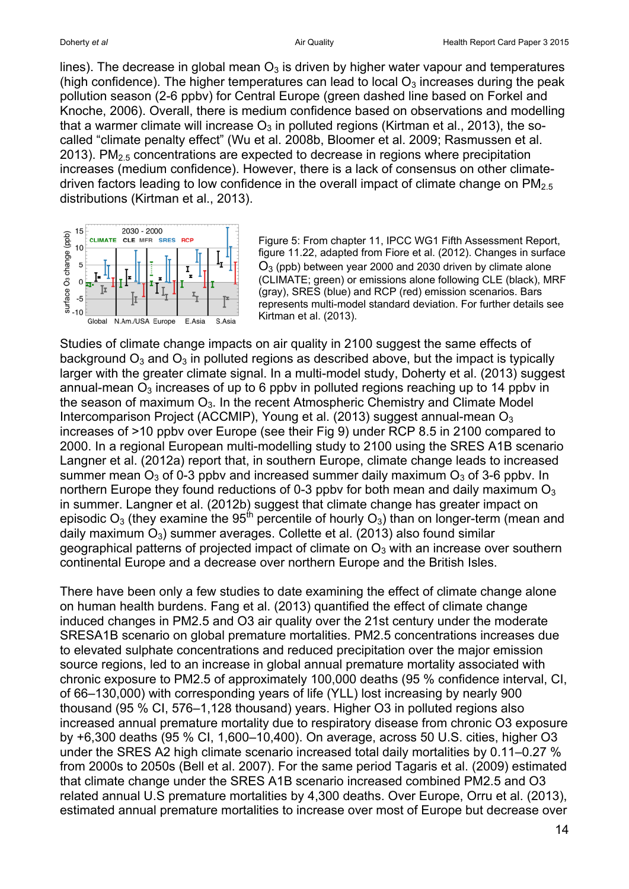lines). The decrease in global mean $O_3$ is driven by higher water vapour and temperatures (high confidence). The higher temperatures can lead to local $O_3$ increases during the peak pollution season (2-6 ppbv) for Central Europe (green dashed line based on Forkel and Knoche, 2006). Overall, there is medium confidence based on observations and modelling that a warmer climate will increase $O_3$ in polluted regions (Kirtman et al., 2013), the so-called "climate penalty effect" (Wu et al. 2008b, Bloomer et al. 2009; Rasmussen et al. 2013). $PM_{2.5}$ concentrations are expected to decrease in regions where precipitation increases (medium confidence). However, there is a lack of consensus on other climate-driven factors leading to low confidence in the overall impact of climate change on $PM_{2.5}$ distributions (Kirtman et al., 2013).

Figure 5: From chapter 11, IPCC WG1 Fifth Assessment Report, figure 11.22, adapted from Fiore et al. (2012). Changes in surface $O_3$ (ppb) between year 2000 and 2030 driven by climate alone (CLIMATE; green) or emissions alone following CLE (black), MRF (gray), SRES (blue) and RCP (red) emission scenarios. Bars represents multi-model standard deviation. For further details see Kirtman et al. (2013).

Studies of climate change impacts on air quality in 2100 suggest the same effects of background $O_3$ and $O_3$ in polluted regions as described above, but the impact is typically larger with the greater climate signal. In a multi-model study, Doherty et al. (2013) suggest annual-mean $O_3$ increases of up to 6 ppbv in polluted regions reaching up to 14 ppbv in the season of maximum $O_3$. In the recent Atmospheric Chemistry and Climate Model Intercomparison Project (ACCMIP), Young et al. (2013) suggest annual-mean $O_3$ increases of >10 ppbv over Europe (see their Fig 9) under RCP 8.5 in 2100 compared to 2000. In a regional European multi-modelling study to 2100 using the SRES A1B scenario Langner et al. (2012a) report that, in southern Europe, climate change leads to increased summer mean $O_3$ of 0-3 ppbv and increased summer daily maximum $O_3$ of 3-6 ppbv. In northern Europe they found reductions of 0-3 ppbv for both mean and daily maximum $O_3$ in summer. Langner et al. (2012b) suggest that climate change has greater impact on episodic $O_3$ (they examine the 95$^{th}$ percentile of hourly $O_3$) than on longer-term (mean and daily maximum $O_3$) summer averages. Collette et al. (2013) also found similar geographical patterns of projected impact of climate on $O_3$ with an increase over southern continental Europe and a decrease over northern Europe and the British Isles.

There have been only a few studies to date examining the effect of climate change alone on human health burdens. Fang et al. (2013) quantified the effect of climate change induced changes in PM2.5 and O3 air quality over the 21st century under the moderate SRESA1B scenario on global premature mortalities. PM2.5 concentrations increases due to elevated sulphate concentrations and reduced precipitation over the major emission source regions, led to an increase in global annual premature mortality associated with chronic exposure to PM2.5 of approximately 100,000 deaths (95 % confidence interval, CI, of 66–130,000) with corresponding years of life (YLL) lost increasing by nearly 900 thousand (95 % CI, 576–1,128 thousand) years. Higher O3 in polluted regions also increased annual premature mortality due to respiratory disease from chronic O3 exposure by +6,300 deaths (95 % CI, 1,600–10,400). On average, across 50 U.S. cities, higher O3 under the SRES A2 high climate scenario increased total daily mortalities by 0.11–0.27 % from 2000s to 2050s (Bell et al. 2007). For the same period Tagaris et al. (2009) estimated that climate change under the SRES A1B scenario increased combined PM2.5 and O3 related annual U.S premature mortalities by 4,300 deaths. Over Europe, Orru et al. (2013), estimated annual premature mortalities to increase over most of Europe but decrease over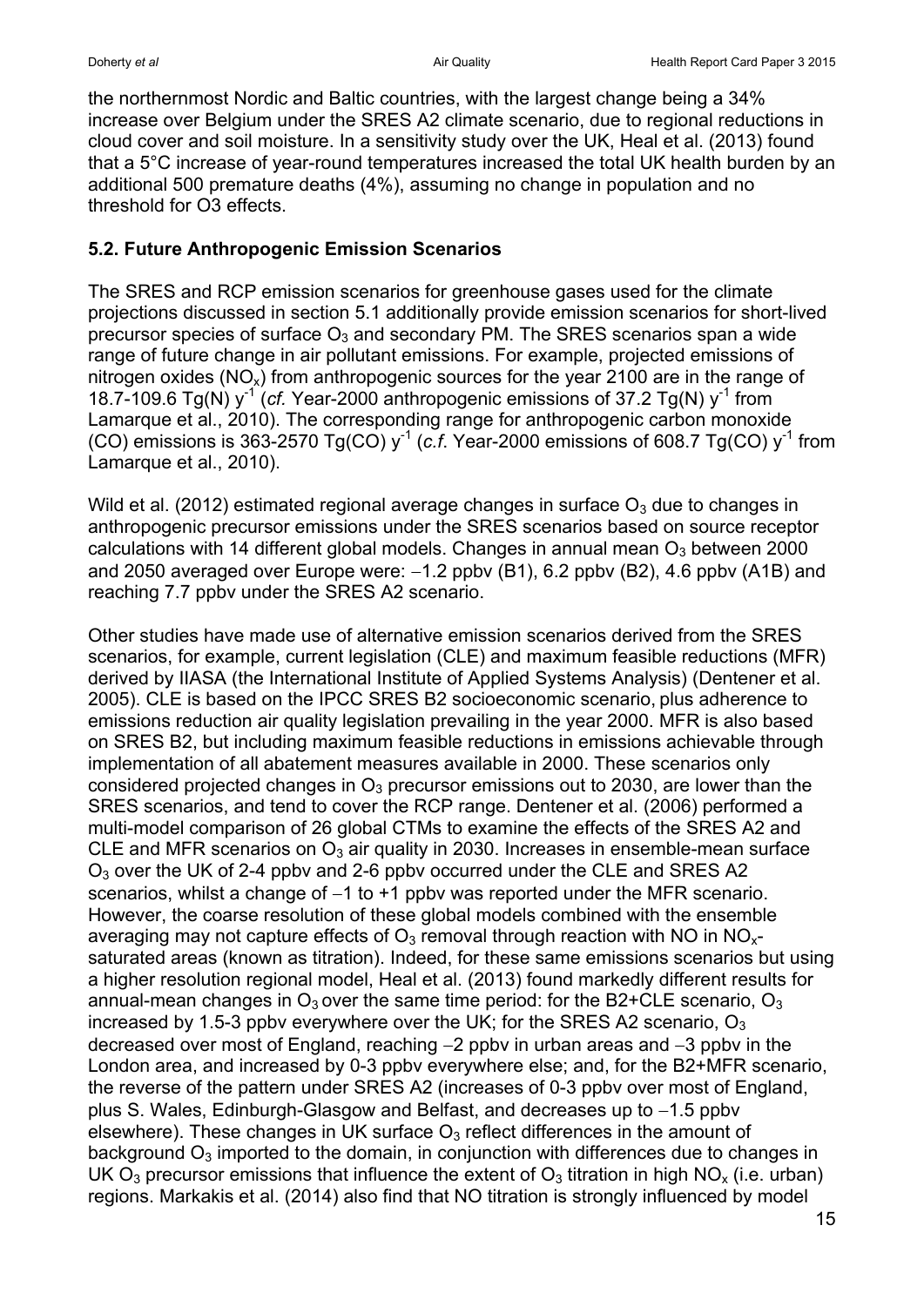the northernmost Nordic and Baltic countries, with the largest change being a 34% increase over Belgium under the SRES A2 climate scenario, due to regional reductions in cloud cover and soil moisture. In a sensitivity study over the UK, Heal et al. (2013) found that a 5°C increase of year-round temperatures increased the total UK health burden by an additional 500 premature deaths (4%), assuming no change in population and no threshold for O3 effects.

### 5.2. Future Anthropogenic Emission Scenarios

The SRES and RCP emission scenarios for greenhouse gases used for the climate projections discussed in section 5.1 additionally provide emission scenarios for short-lived precursor species of surface $O_3$ and secondary PM. The SRES scenarios span a wide range of future change in air pollutant emissions. For example, projected emissions of nitrogen oxides ($NO_x$) from anthropogenic sources for the year 2100 are in the range of 18.7-109.6 Tg(N) $y^{-1}$ (*cf.* Year-2000 anthropogenic emissions of 37.2 Tg(N) $y^{-1}$ from Lamarque et al., 2010). The corresponding range for anthropogenic carbon monoxide (CO) emissions is 363-2570 Tg(CO) $y^{-1}$ (*c.f.* Year-2000 emissions of 608.7 Tg(CO) $y^{-1}$ from Lamarque et al., 2010).

Wild et al. (2012) estimated regional average changes in surface $O_3$ due to changes in anthropogenic precursor emissions under the SRES scenarios based on source receptor calculations with 14 different global models. Changes in annual mean $O_3$ between 2000 and 2050 averaged over Europe were: −1.2 ppbv (B1), 6.2 ppbv (B2), 4.6 ppbv (A1B) and reaching 7.7 ppbv under the SRES A2 scenario.

Other studies have made use of alternative emission scenarios derived from the SRES scenarios, for example, current legislation (CLE) and maximum feasible reductions (MFR) derived by IIASA (the International Institute of Applied Systems Analysis) (Dentener et al. 2005). CLE is based on the IPCC SRES B2 socioeconomic scenario, plus adherence to emissions reduction air quality legislation prevailing in the year 2000. MFR is also based on SRES B2, but including maximum feasible reductions in emissions achievable through implementation of all abatement measures available in 2000. These scenarios only considered projected changes in $O_3$ precursor emissions out to 2030, are lower than the SRES scenarios, and tend to cover the RCP range. Dentener et al. (2006) performed a multi-model comparison of 26 global CTMs to examine the effects of the SRES A2 and CLE and MFR scenarios on $O_3$ air quality in 2030. Increases in ensemble-mean surface $O_3$ over the UK of 2-4 ppbv and 2-6 ppbv occurred under the CLE and SRES A2 scenarios, whilst a change of −1 to +1 ppbv was reported under the MFR scenario. However, the coarse resolution of these global models combined with the ensemble averaging may not capture effects of $O_3$ removal through reaction with NO in $NO_x$-saturated areas (known as titration). Indeed, for these same emissions scenarios but using a higher resolution regional model, Heal et al. (2013) found markedly different results for annual-mean changes in $O_3$ over the same time period: for the B2+CLE scenario, $O_3$ increased by 1.5-3 ppbv everywhere over the UK; for the SRES A2 scenario, $O_3$ decreased over most of England, reaching −2 ppbv in urban areas and −3 ppbv in the London area, and increased by 0-3 ppbv everywhere else; and, for the B2+MFR scenario, the reverse of the pattern under SRES A2 (increases of 0-3 ppbv over most of England, plus S. Wales, Edinburgh-Glasgow and Belfast, and decreases up to −1.5 ppbv elsewhere). These changes in UK surface $O_3$ reflect differences in the amount of background $O_3$ imported to the domain, in conjunction with differences due to changes in UK $O_3$ precursor emissions that influence the extent of $O_3$ titration in high $NO_x$ (i.e. urban) regions. Markakis et al. (2014) also find that NO titration is strongly influenced by model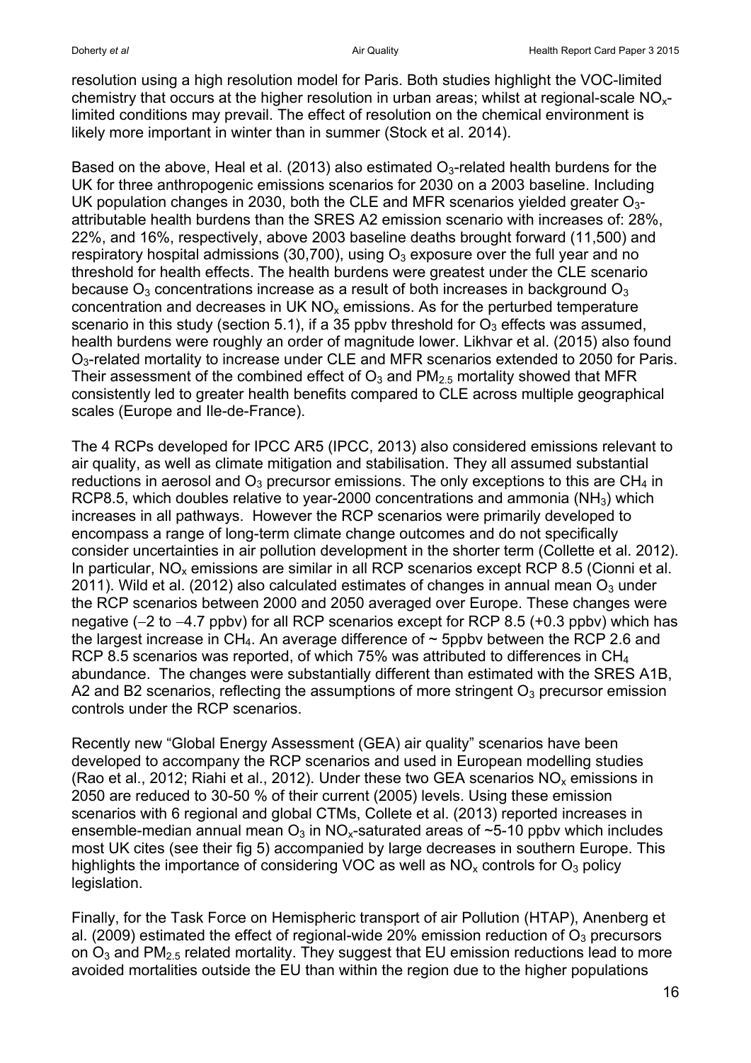resolution using a high resolution model for Paris. Both studies highlight the VOC-limited chemistry that occurs at the higher resolution in urban areas; whilst at regional-scale $NO_x$-limited conditions may prevail. The effect of resolution on the chemical environment is likely more important in winter than in summer (Stock et al. 2014).

Based on the above, Heal et al. (2013) also estimated $O_3$-related health burdens for the UK for three anthropogenic emissions scenarios for 2030 on a 2003 baseline. Including UK population changes in 2030, both the CLE and MFR scenarios yielded greater $O_3$-attributable health burdens than the SRES A2 emission scenario with increases of: 28%, 22%, and 16%, respectively, above 2003 baseline deaths brought forward (11,500) and respiratory hospital admissions (30,700), using $O_3$ exposure over the full year and no threshold for health effects. The health burdens were greatest under the CLE scenario because $O_3$ concentrations increase as a result of both increases in background $O_3$ concentration and decreases in UK $NO_x$ emissions. As for the perturbed temperature scenario in this study (section 5.1), if a 35 ppbv threshold for $O_3$ effects was assumed, health burdens were roughly an order of magnitude lower. Likhvar et al. (2015) also found $O_3$-related mortality to increase under CLE and MFR scenarios extended to 2050 for Paris. Their assessment of the combined effect of $O_3$ and $PM_{2.5}$ mortality showed that MFR consistently led to greater health benefits compared to CLE across multiple geographical scales (Europe and Ile-de-France).

The 4 RCPs developed for IPCC AR5 (IPCC, 2013) also considered emissions relevant to air quality, as well as climate mitigation and stabilisation. They all assumed substantial reductions in aerosol and $O_3$ precursor emissions. The only exceptions to this are $CH_4$ in RCP8.5, which doubles relative to year-2000 concentrations and ammonia ($NH_3$) which increases in all pathways. However the RCP scenarios were primarily developed to encompass a range of long-term climate change outcomes and do not specifically consider uncertainties in air pollution development in the shorter term (Collette et al. 2012). In particular, $NO_x$ emissions are similar in all RCP scenarios except RCP 8.5 (Cionni et al. 2011). Wild et al. (2012) also calculated estimates of changes in annual mean $O_3$ under the RCP scenarios between 2000 and 2050 averaged over Europe. These changes were negative (−2 to −4.7 ppbv) for all RCP scenarios except for RCP 8.5 (+0.3 ppbv) which has the largest increase in $CH_4$. An average difference of ~ 5ppbv between the RCP 2.6 and RCP 8.5 scenarios was reported, of which 75% was attributed to differences in $CH_4$ abundance. The changes were substantially different than estimated with the SRES A1B, A2 and B2 scenarios, reflecting the assumptions of more stringent $O_3$ precursor emission controls under the RCP scenarios.

Recently new "Global Energy Assessment (GEA) air quality" scenarios have been developed to accompany the RCP scenarios and used in European modelling studies (Rao et al., 2012; Riahi et al., 2012). Under these two GEA scenarios $NO_x$ emissions in 2050 are reduced to 30-50 % of their current (2005) levels. Using these emission scenarios with 6 regional and global CTMs, Collete et al. (2013) reported increases in ensemble-median annual mean $O_3$ in $NO_x$-saturated areas of ~5-10 ppbv which includes most UK cites (see their fig 5) accompanied by large decreases in southern Europe. This highlights the importance of considering VOC as well as $NO_x$ controls for $O_3$ policy legislation.

Finally, for the Task Force on Hemispheric transport of air Pollution (HTAP), Anenberg et al. (2009) estimated the effect of regional-wide 20% emission reduction of $O_3$ precursors on $O_3$ and $PM_{2.5}$ related mortality. They suggest that EU emission reductions lead to more avoided mortalities outside the EU than within the region due to the higher populations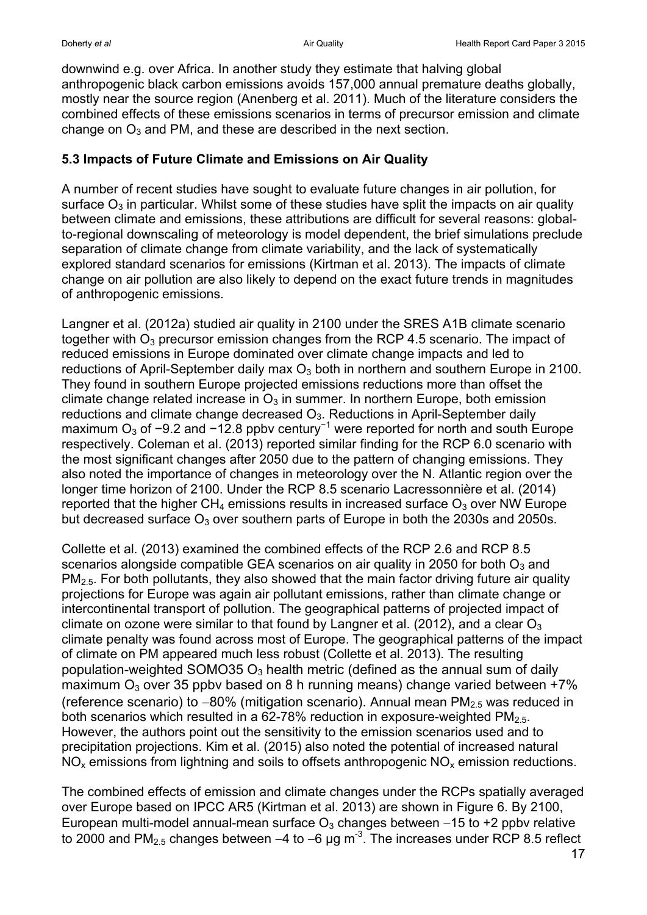downwind e.g. over Africa. In another study they estimate that halving global anthropogenic black carbon emissions avoids 157,000 annual premature deaths globally, mostly near the source region (Anenberg et al. 2011). Much of the literature considers the combined effects of these emissions scenarios in terms of precursor emission and climate change on $O_3$ and PM, and these are described in the next section.

## 5.3 Impacts of Future Climate and Emissions on Air Quality

A number of recent studies have sought to evaluate future changes in air pollution, for surface $O_3$ in particular. Whilst some of these studies have split the impacts on air quality between climate and emissions, these attributions are difficult for several reasons: global-to-regional downscaling of meteorology is model dependent, the brief simulations preclude separation of climate change from climate variability, and the lack of systematically explored standard scenarios for emissions (Kirtman et al. 2013). The impacts of climate change on air pollution are also likely to depend on the exact future trends in magnitudes of anthropogenic emissions.

Langner et al. (2012a) studied air quality in 2100 under the SRES A1B climate scenario together with $O_3$ precursor emission changes from the RCP 4.5 scenario. The impact of reduced emissions in Europe dominated over climate change impacts and led to reductions of April-September daily max $O_3$ both in northern and southern Europe in 2100. They found in southern Europe projected emissions reductions more than offset the climate change related increase in $O_3$ in summer. In northern Europe, both emission reductions and climate change decreased $O_3$. Reductions in April-September daily maximum $O_3$ of −9.2 and −12.8 ppbv century$^{-1}$ were reported for north and south Europe respectively. Coleman et al. (2013) reported similar finding for the RCP 6.0 scenario with the most significant changes after 2050 due to the pattern of changing emissions. They also noted the importance of changes in meteorology over the N. Atlantic region over the longer time horizon of 2100. Under the RCP 8.5 scenario Lacressonnière et al. (2014) reported that the higher $CH_4$ emissions results in increased surface $O_3$ over NW Europe but decreased surface $O_3$ over southern parts of Europe in both the 2030s and 2050s.

Collette et al. (2013) examined the combined effects of the RCP 2.6 and RCP 8.5 scenarios alongside compatible GEA scenarios on air quality in 2050 for both $O_3$ and $PM_{2.5}$. For both pollutants, they also showed that the main factor driving future air quality projections for Europe was again air pollutant emissions, rather than climate change or intercontinental transport of pollution. The geographical patterns of projected impact of climate on ozone were similar to that found by Langner et al. (2012), and a clear $O_3$ climate penalty was found across most of Europe. The geographical patterns of the impact of climate on PM appeared much less robust (Collette et al. 2013). The resulting population-weighted SOMO35 $O_3$ health metric (defined as the annual sum of daily maximum $O_3$ over 35 ppbv based on 8 h running means) change varied between +7% (reference scenario) to −80% (mitigation scenario). Annual mean $PM_{2.5}$ was reduced in both scenarios which resulted in a 62-78% reduction in exposure-weighted $PM_{2.5}$. However, the authors point out the sensitivity to the emission scenarios used and to precipitation projections. Kim et al. (2015) also noted the potential of increased natural $NO_x$ emissions from lightning and soils to offsets anthropogenic $NO_x$ emission reductions.

The combined effects of emission and climate changes under the RCPs spatially averaged over Europe based on IPCC AR5 (Kirtman et al. 2013) are shown in Figure 6. By 2100, European multi-model annual-mean surface $O_3$ changes between −15 to +2 ppbv relative to 2000 and $PM_{2.5}$ changes between −4 to −6 μg m$^{-3}$. The increases under RCP 8.5 reflect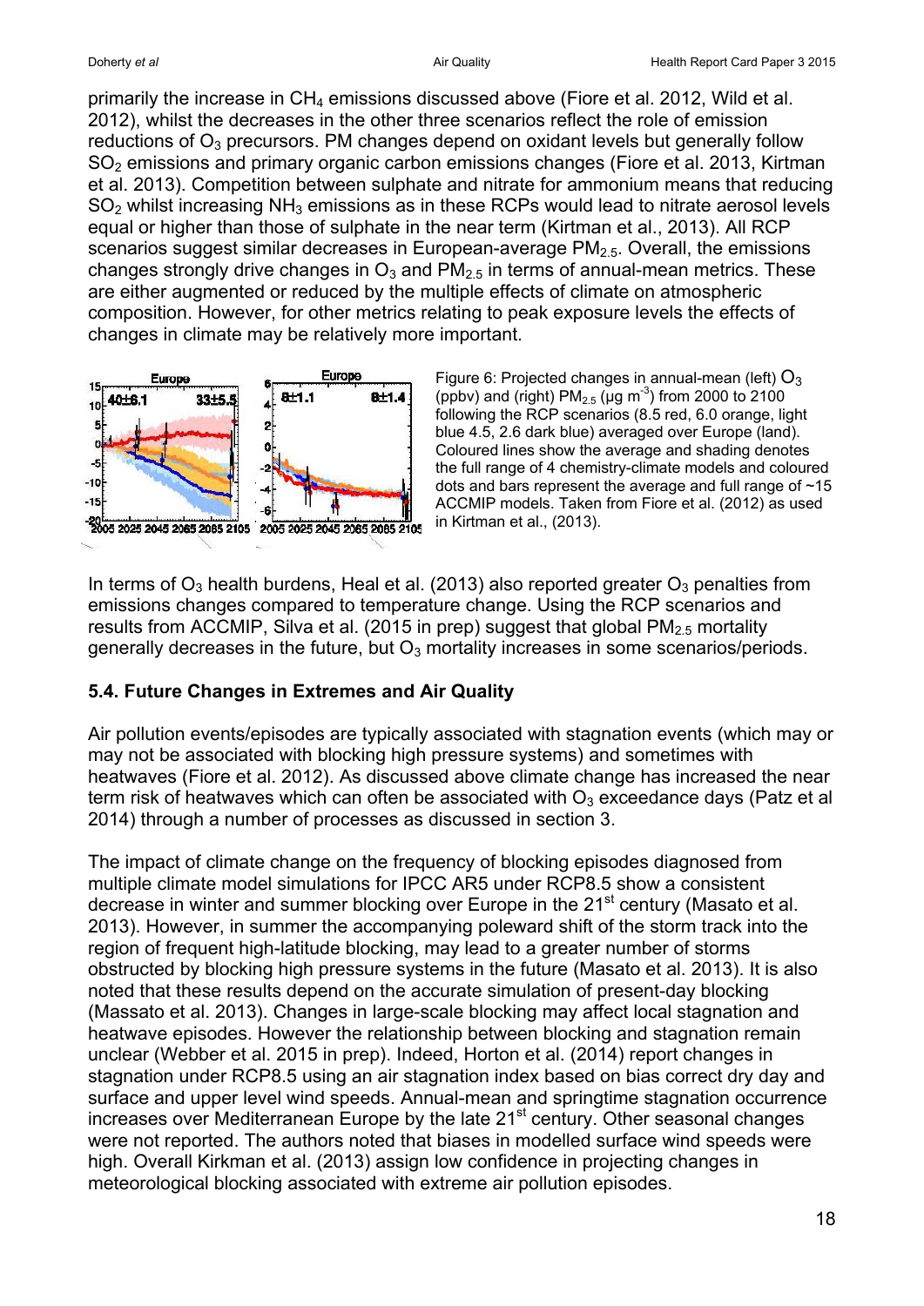primarily the increase in $CH_4$ emissions discussed above (Fiore et al. 2012, Wild et al. 2012), whilst the decreases in the other three scenarios reflect the role of emission reductions of $O_3$ precursors. PM changes depend on oxidant levels but generally follow $SO_2$ emissions and primary organic carbon emissions changes (Fiore et al. 2013, Kirtman et al. 2013). Competition between sulphate and nitrate for ammonium means that reducing $SO_2$ whilst increasing $NH_3$ emissions as in these RCPs would lead to nitrate aerosol levels equal or higher than those of sulphate in the near term (Kirtman et al., 2013). All RCP scenarios suggest similar decreases in European-average $PM_{2.5}$. Overall, the emissions changes strongly drive changes in $O_3$ and $PM_{2.5}$ in terms of annual-mean metrics. These are either augmented or reduced by the multiple effects of climate on atmospheric composition. However, for other metrics relating to peak exposure levels the effects of changes in climate may be relatively more important.

Figure 6: Projected changes in annual-mean (left) $O_3$ (ppbv) and (right) $PM_{2.5}$ (μg $m^{-3}$) from 2000 to 2100 following the RCP scenarios (8.5 red, 6.0 orange, light blue 4.5, 2.6 dark blue) averaged over Europe (land). Coloured lines show the average and shading denotes the full range of 4 chemistry-climate models and coloured dots and bars represent the average and full range of ~15 ACCMIP models. Taken from Fiore et al. (2012) as used in Kirtman et al., (2013).

In terms of $O_3$ health burdens, Heal et al. (2013) also reported greater $O_3$ penalties from emissions changes compared to temperature change. Using the RCP scenarios and results from ACCMIP, Silva et al. (2015 in prep) suggest that global $PM_{2.5}$ mortality generally decreases in the future, but $O_3$ mortality increases in some scenarios/periods.

### 5.4. Future Changes in Extremes and Air Quality

Air pollution events/episodes are typically associated with stagnation events (which may or may not be associated with blocking high pressure systems) and sometimes with heatwaves (Fiore et al. 2012). As discussed above climate change has increased the near term risk of heatwaves which can often be associated with $O_3$ exceedance days (Patz et al 2014) through a number of processes as discussed in section 3.

The impact of climate change on the frequency of blocking episodes diagnosed from multiple climate model simulations for IPCC AR5 under RCP8.5 show a consistent decrease in winter and summer blocking over Europe in the 21st century (Masato et al. 2013). However, in summer the accompanying poleward shift of the storm track into the region of frequent high-latitude blocking, may lead to a greater number of storms obstructed by blocking high pressure systems in the future (Masato et al. 2013). It is also noted that these results depend on the accurate simulation of present-day blocking (Massato et al. 2013). Changes in large-scale blocking may affect local stagnation and heatwave episodes. However the relationship between blocking and stagnation remain unclear (Webber et al. 2015 in prep). Indeed, Horton et al. (2014) report changes in stagnation under RCP8.5 using an air stagnation index based on bias correct dry day and surface and upper level wind speeds. Annual-mean and springtime stagnation occurrence increases over Mediterranean Europe by the late 21st century. Other seasonal changes were not reported. The authors noted that biases in modelled surface wind speeds were high. Overall Kirkman et al. (2013) assign low confidence in projecting changes in meteorological blocking associated with extreme air pollution episodes.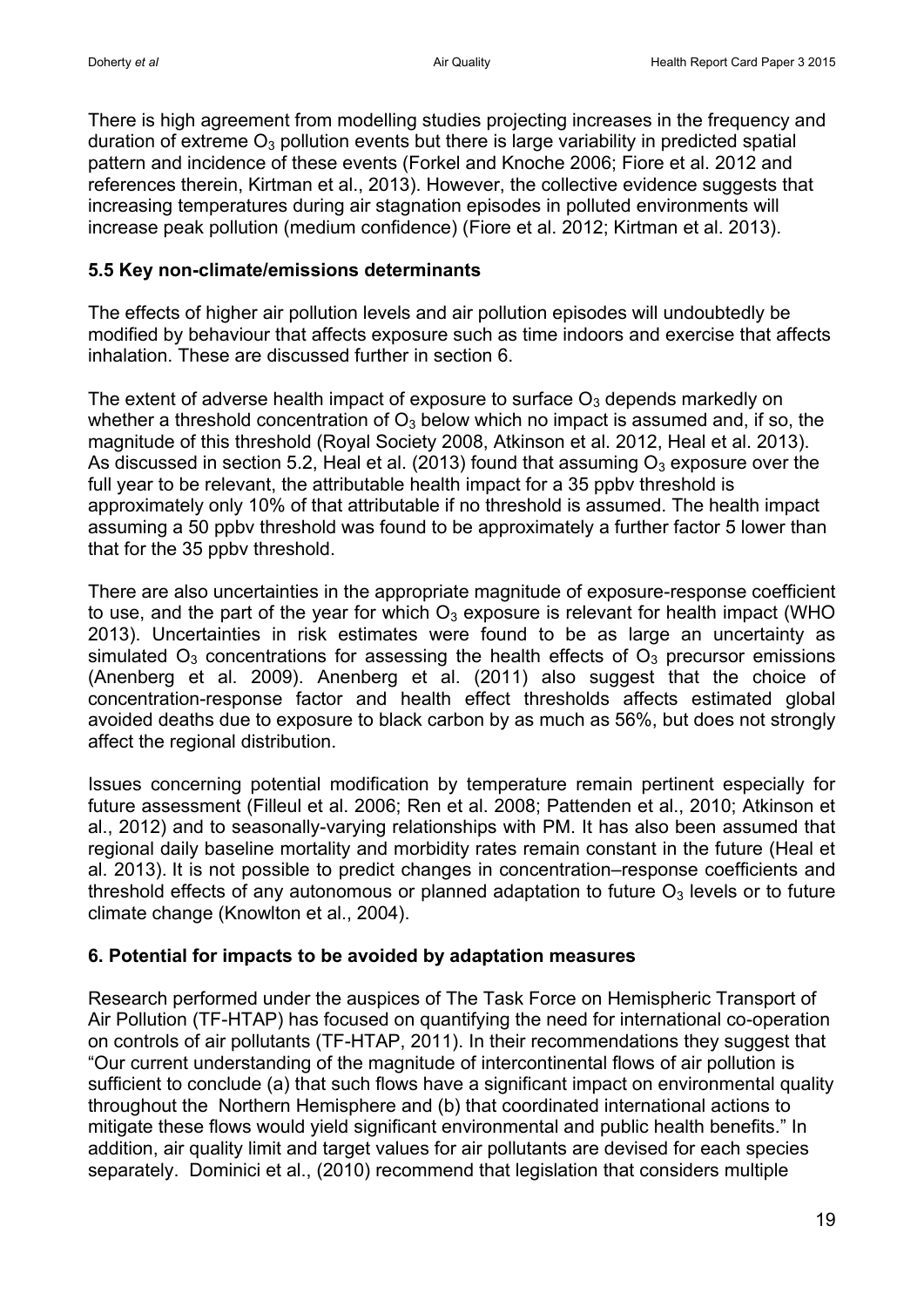There is high agreement from modelling studies projecting increases in the frequency and duration of extreme $O_3$ pollution events but there is large variability in predicted spatial pattern and incidence of these events (Forkel and Knoche 2006; Fiore et al. 2012 and references therein, Kirtman et al., 2013). However, the collective evidence suggests that increasing temperatures during air stagnation episodes in polluted environments will increase peak pollution (medium confidence) (Fiore et al. 2012; Kirtman et al. 2013).

### 5.5 Key non-climate/emissions determinants

The effects of higher air pollution levels and air pollution episodes will undoubtedly be modified by behaviour that affects exposure such as time indoors and exercise that affects inhalation. These are discussed further in section 6.

The extent of adverse health impact of exposure to surface $O_3$ depends markedly on whether a threshold concentration of $O_3$ below which no impact is assumed and, if so, the magnitude of this threshold (Royal Society 2008, Atkinson et al. 2012, Heal et al. 2013). As discussed in section 5.2, Heal et al. (2013) found that assuming $O_3$ exposure over the full year to be relevant, the attributable health impact for a 35 ppbv threshold is approximately only 10% of that attributable if no threshold is assumed. The health impact assuming a 50 ppbv threshold was found to be approximately a further factor 5 lower than that for the 35 ppbv threshold.

There are also uncertainties in the appropriate magnitude of exposure-response coefficient to use, and the part of the year for which $O_3$ exposure is relevant for health impact (WHO 2013). Uncertainties in risk estimates were found to be as large an uncertainty as simulated $O_3$ concentrations for assessing the health effects of $O_3$ precursor emissions (Anenberg et al. 2009). Anenberg et al. (2011) also suggest that the choice of concentration-response factor and health effect thresholds affects estimated global avoided deaths due to exposure to black carbon by as much as 56%, but does not strongly affect the regional distribution.

Issues concerning potential modification by temperature remain pertinent especially for future assessment (Filleul et al. 2006; Ren et al. 2008; Pattenden et al., 2010; Atkinson et al., 2012) and to seasonally-varying relationships with PM. It has also been assumed that regional daily baseline mortality and morbidity rates remain constant in the future (Heal et al. 2013). It is not possible to predict changes in concentration–response coefficients and threshold effects of any autonomous or planned adaptation to future $O_3$ levels or to future climate change (Knowlton et al., 2004).

## 6. Potential for impacts to be avoided by adaptation measures

Research performed under the auspices of The Task Force on Hemispheric Transport of Air Pollution (TF-HTAP) has focused on quantifying the need for international co-operation on controls of air pollutants (TF-HTAP, 2011). In their recommendations they suggest that "Our current understanding of the magnitude of intercontinental flows of air pollution is sufficient to conclude (a) that such flows have a significant impact on environmental quality throughout the Northern Hemisphere and (b) that coordinated international actions to mitigate these flows would yield significant environmental and public health benefits." In addition, air quality limit and target values for air pollutants are devised for each species separately. Dominici et al., (2010) recommend that legislation that considers multiple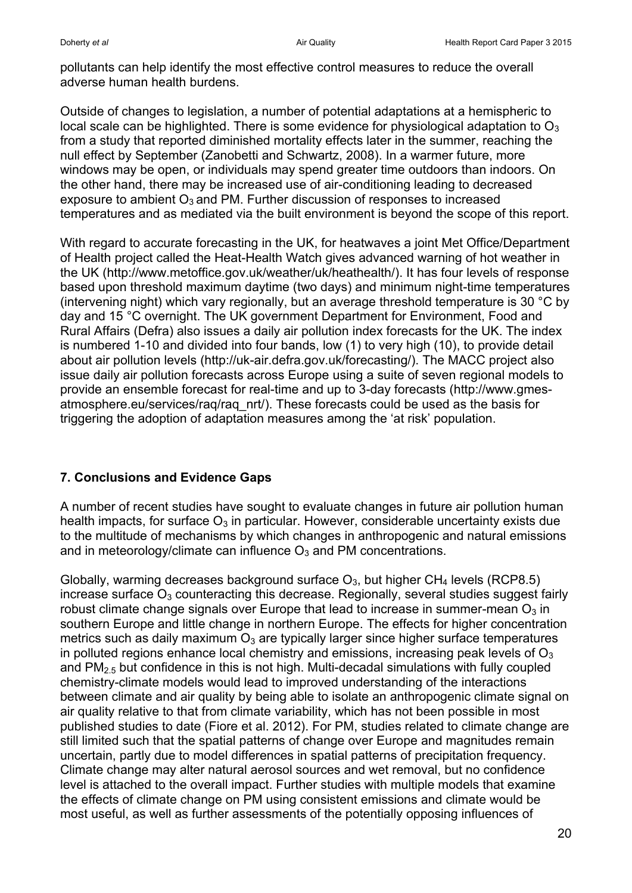pollutants can help identify the most effective control measures to reduce the overall adverse human health burdens.

Outside of changes to legislation, a number of potential adaptations at a hemispheric to local scale can be highlighted. There is some evidence for physiological adaptation to $O_3$ from a study that reported diminished mortality effects later in the summer, reaching the null effect by September (Zanobetti and Schwartz, 2008). In a warmer future, more windows may be open, or individuals may spend greater time outdoors than indoors. On the other hand, there may be increased use of air-conditioning leading to decreased exposure to ambient $O_3$ and PM. Further discussion of responses to increased temperatures and as mediated via the built environment is beyond the scope of this report.

With regard to accurate forecasting in the UK, for heatwaves a joint Met Office/Department of Health project called the Heat-Health Watch gives advanced warning of hot weather in the UK (http://www.metoffice.gov.uk/weather/uk/heathealth/). It has four levels of response based upon threshold maximum daytime (two days) and minimum night-time temperatures (intervening night) which vary regionally, but an average threshold temperature is 30 °C by day and 15 °C overnight. The UK government Department for Environment, Food and Rural Affairs (Defra) also issues a daily air pollution index forecasts for the UK. The index is numbered 1-10 and divided into four bands, low (1) to very high (10), to provide detail about air pollution levels (http://uk-air.defra.gov.uk/forecasting/). The MACC project also issue daily air pollution forecasts across Europe using a suite of seven regional models to provide an ensemble forecast for real-time and up to 3-day forecasts (http://www.gmes-atmosphere.eu/services/raq/raq_nrt/). These forecasts could be used as the basis for triggering the adoption of adaptation measures among the 'at risk' population.

## 7. Conclusions and Evidence Gaps

A number of recent studies have sought to evaluate changes in future air pollution human health impacts, for surface $O_3$ in particular. However, considerable uncertainty exists due to the multitude of mechanisms by which changes in anthropogenic and natural emissions and in meteorology/climate can influence $O_3$ and PM concentrations.

Globally, warming decreases background surface $O_3$, but higher $CH_4$ levels (RCP8.5) increase surface $O_3$ counteracting this decrease. Regionally, several studies suggest fairly robust climate change signals over Europe that lead to increase in summer-mean $O_3$ in southern Europe and little change in northern Europe. The effects for higher concentration metrics such as daily maximum $O_3$ are typically larger since higher surface temperatures in polluted regions enhance local chemistry and emissions, increasing peak levels of $O_3$ and $PM_{2.5}$ but confidence in this is not high. Multi-decadal simulations with fully coupled chemistry-climate models would lead to improved understanding of the interactions between climate and air quality by being able to isolate an anthropogenic climate signal on air quality relative to that from climate variability, which has not been possible in most published studies to date (Fiore et al. 2012). For PM, studies related to climate change are still limited such that the spatial patterns of change over Europe and magnitudes remain uncertain, partly due to model differences in spatial patterns of precipitation frequency. Climate change may alter natural aerosol sources and wet removal, but no confidence level is attached to the overall impact. Further studies with multiple models that examine the effects of climate change on PM using consistent emissions and climate would be most useful, as well as further assessments of the potentially opposing influences of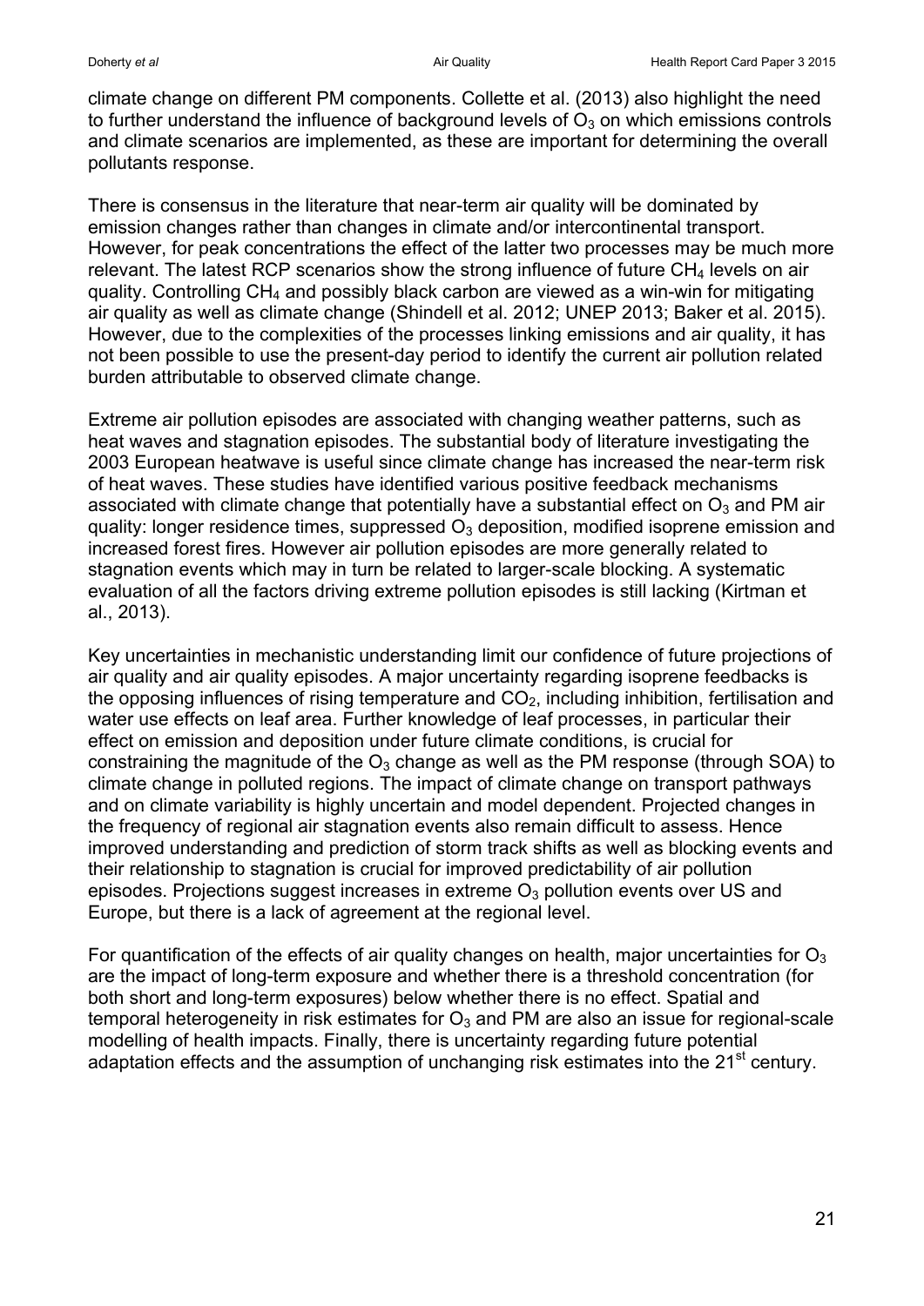climate change on different PM components. Collette et al. (2013) also highlight the need to further understand the influence of background levels of $O_3$ on which emissions controls and climate scenarios are implemented, as these are important for determining the overall pollutants response.

There is consensus in the literature that near-term air quality will be dominated by emission changes rather than changes in climate and/or intercontinental transport. However, for peak concentrations the effect of the latter two processes may be much more relevant. The latest RCP scenarios show the strong influence of future $CH_4$ levels on air quality. Controlling $CH_4$ and possibly black carbon are viewed as a win-win for mitigating air quality as well as climate change (Shindell et al. 2012; UNEP 2013; Baker et al. 2015). However, due to the complexities of the processes linking emissions and air quality, it has not been possible to use the present-day period to identify the current air pollution related burden attributable to observed climate change.

Extreme air pollution episodes are associated with changing weather patterns, such as heat waves and stagnation episodes. The substantial body of literature investigating the 2003 European heatwave is useful since climate change has increased the near-term risk of heat waves. These studies have identified various positive feedback mechanisms associated with climate change that potentially have a substantial effect on $O_3$ and PM air quality: longer residence times, suppressed $O_3$ deposition, modified isoprene emission and increased forest fires. However air pollution episodes are more generally related to stagnation events which may in turn be related to larger-scale blocking. A systematic evaluation of all the factors driving extreme pollution episodes is still lacking (Kirtman et al., 2013).

Key uncertainties in mechanistic understanding limit our confidence of future projections of air quality and air quality episodes. A major uncertainty regarding isoprene feedbacks is the opposing influences of rising temperature and $CO_2$, including inhibition, fertilisation and water use effects on leaf area. Further knowledge of leaf processes, in particular their effect on emission and deposition under future climate conditions, is crucial for constraining the magnitude of the $O_3$ change as well as the PM response (through SOA) to climate change in polluted regions. The impact of climate change on transport pathways and on climate variability is highly uncertain and model dependent. Projected changes in the frequency of regional air stagnation events also remain difficult to assess. Hence improved understanding and prediction of storm track shifts as well as blocking events and their relationship to stagnation is crucial for improved predictability of air pollution episodes. Projections suggest increases in extreme $O_3$ pollution events over US and Europe, but there is a lack of agreement at the regional level.

For quantification of the effects of air quality changes on health, major uncertainties for $O_3$ are the impact of long-term exposure and whether there is a threshold concentration (for both short and long-term exposures) below whether there is no effect. Spatial and temporal heterogeneity in risk estimates for $O_3$ and PM are also an issue for regional-scale modelling of health impacts. Finally, there is uncertainty regarding future potential adaptation effects and the assumption of unchanging risk estimates into the 21st century.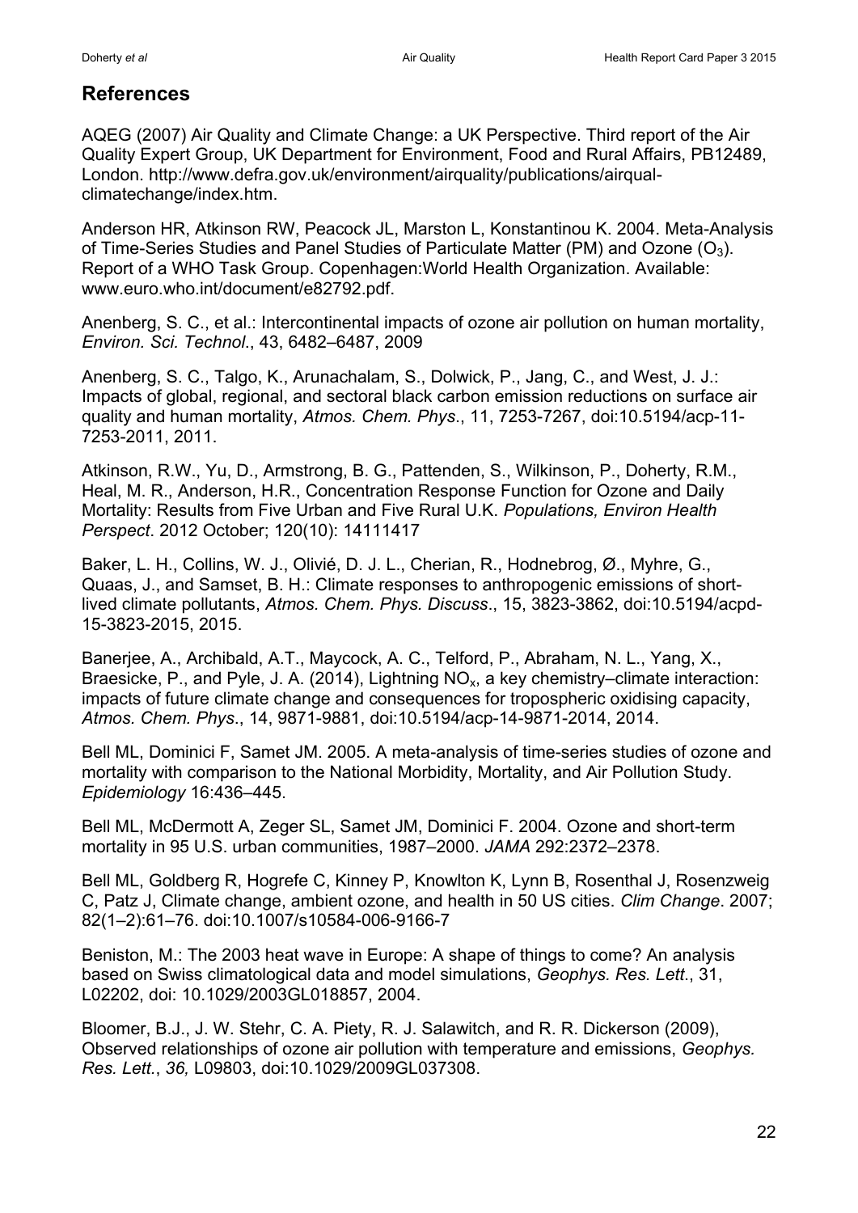## References

AQEG (2007) Air Quality and Climate Change: a UK Perspective. Third report of the Air Quality Expert Group, UK Department for Environment, Food and Rural Affairs, PB12489, London. http://www.defra.gov.uk/environment/airquality/publications/airqual-climatechange/index.htm.

Anderson HR, Atkinson RW, Peacock JL, Marston L, Konstantinou K. 2004. Meta-Analysis of Time-Series Studies and Panel Studies of Particulate Matter (PM) and Ozone ($O_3$). Report of a WHO Task Group. Copenhagen:World Health Organization. Available: www.euro.who.int/document/e82792.pdf.

Anenberg, S. C., et al.: Intercontinental impacts of ozone air pollution on human mortality, *Environ. Sci. Technol*., 43, 6482–6487, 2009

Anenberg, S. C., Talgo, K., Arunachalam, S., Dolwick, P., Jang, C., and West, J. J.: Impacts of global, regional, and sectoral black carbon emission reductions on surface air quality and human mortality, *Atmos. Chem. Phys*., 11, 7253-7267, doi:10.5194/acp-11-7253-2011, 2011.

Atkinson, R.W., Yu, D., Armstrong, B. G., Pattenden, S., Wilkinson, P., Doherty, R.M., Heal, M. R., Anderson, H.R., Concentration Response Function for Ozone and Daily Mortality: Results from Five Urban and Five Rural U.K. *Populations, Environ Health Perspect*. 2012 October; 120(10): 14111417

Baker, L. H., Collins, W. J., Olivié, D. J. L., Cherian, R., Hodnebrog, Ø., Myhre, G., Quaas, J., and Samset, B. H.: Climate responses to anthropogenic emissions of short-lived climate pollutants, *Atmos. Chem. Phys. Discuss*., 15, 3823-3862, doi:10.5194/acpd-15-3823-2015, 2015.

Banerjee, A., Archibald, A.T., Maycock, A. C., Telford, P., Abraham, N. L., Yang, X., Braesicke, P., and Pyle, J. A. (2014), Lightning $NO_x$, a key chemistry–climate interaction: impacts of future climate change and consequences for tropospheric oxidising capacity, *Atmos. Chem. Phys*., 14, 9871-9881, doi:10.5194/acp-14-9871-2014, 2014.

Bell ML, Dominici F, Samet JM. 2005. A meta-analysis of time-series studies of ozone and mortality with comparison to the National Morbidity, Mortality, and Air Pollution Study. *Epidemiology* 16:436–445.

Bell ML, McDermott A, Zeger SL, Samet JM, Dominici F. 2004. Ozone and short-term mortality in 95 U.S. urban communities, 1987–2000. *JAMA* 292:2372–2378.

Bell ML, Goldberg R, Hogrefe C, Kinney P, Knowlton K, Lynn B, Rosenthal J, Rosenzweig C, Patz J, Climate change, ambient ozone, and health in 50 US cities. *Clim Change*. 2007; 82(1–2):61–76. doi:10.1007/s10584-006-9166-7

Beniston, M.: The 2003 heat wave in Europe: A shape of things to come? An analysis based on Swiss climatological data and model simulations, *Geophys. Res. Lett*., 31, L02202, doi: 10.1029/2003GL018857, 2004.

Bloomer, B.J., J. W. Stehr, C. A. Piety, R. J. Salawitch, and R. R. Dickerson (2009), Observed relationships of ozone air pollution with temperature and emissions, *Geophys. Res. Lett.*, *36,* L09803, doi:10.1029/2009GL037308.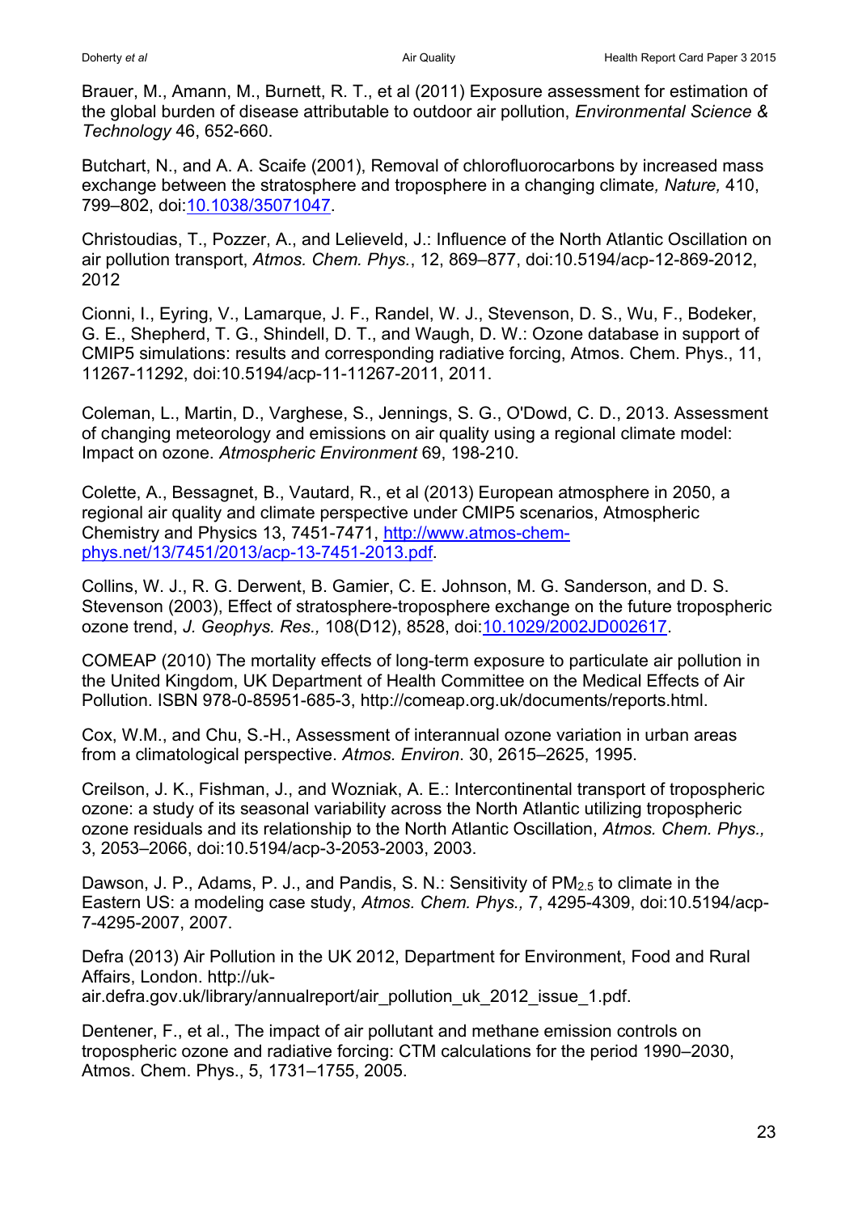Brauer, M., Amann, M., Burnett, R. T., et al (2011) Exposure assessment for estimation of the global burden of disease attributable to outdoor air pollution, *Environmental Science & Technology* 46, 652-660.

Butchart, N., and A. A. Scaife (2001), Removal of chlorofluorocarbons by increased mass exchange between the stratosphere and troposphere in a changing climate*, Nature,* 410, 799–802, doi:10.1038/35071047.

Christoudias, T., Pozzer, A., and Lelieveld, J.: Influence of the North Atlantic Oscillation on air pollution transport, *Atmos. Chem. Phys.*, 12, 869–877, doi:10.5194/acp-12-869-2012, 2012

Cionni, I., Eyring, V., Lamarque, J. F., Randel, W. J., Stevenson, D. S., Wu, F., Bodeker, G. E., Shepherd, T. G., Shindell, D. T., and Waugh, D. W.: Ozone database in support of CMIP5 simulations: results and corresponding radiative forcing, Atmos. Chem. Phys., 11, 11267-11292, doi:10.5194/acp-11-11267-2011, 2011.

Coleman, L., Martin, D., Varghese, S., Jennings, S. G., O'Dowd, C. D., 2013. Assessment of changing meteorology and emissions on air quality using a regional climate model: Impact on ozone. *Atmospheric Environment* 69, 198-210.

Colette, A., Bessagnet, B., Vautard, R., et al (2013) European atmosphere in 2050, a regional air quality and climate perspective under CMIP5 scenarios, Atmospheric Chemistry and Physics 13, 7451-7471, http://www.atmos-chem-phys.net/13/7451/2013/acp-13-7451-2013.pdf.

Collins, W. J., R. G. Derwent, B. Gamier, C. E. Johnson, M. G. Sanderson, and D. S. Stevenson (2003), Effect of stratosphere-troposphere exchange on the future tropospheric ozone trend, *J. Geophys. Res.,* 108(D12), 8528, doi:10.1029/2002JD002617.

COMEAP (2010) The mortality effects of long-term exposure to particulate air pollution in the United Kingdom, UK Department of Health Committee on the Medical Effects of Air Pollution. ISBN 978-0-85951-685-3, http://comeap.org.uk/documents/reports.html.

Cox, W.M., and Chu, S.-H., Assessment of interannual ozone variation in urban areas from a climatological perspective. *Atmos. Environ*. 30, 2615–2625, 1995.

Creilson, J. K., Fishman, J., and Wozniak, A. E.: Intercontinental transport of tropospheric ozone: a study of its seasonal variability across the North Atlantic utilizing tropospheric ozone residuals and its relationship to the North Atlantic Oscillation, *Atmos. Chem. Phys.,* 3, 2053–2066, doi:10.5194/acp-3-2053-2003, 2003.

Dawson, J. P., Adams, P. J., and Pandis, S. N.: Sensitivity of $PM_{2.5}$ to climate in the Eastern US: a modeling case study, *Atmos. Chem. Phys.,* 7, 4295-4309, doi:10.5194/acp-7-4295-2007, 2007.

Defra (2013) Air Pollution in the UK 2012, Department for Environment, Food and Rural Affairs, London. http://uk-air.defra.gov.uk/library/annualreport/air_pollution_uk_2012_issue_1.pdf.

Dentener, F., et al., The impact of air pollutant and methane emission controls on tropospheric ozone and radiative forcing: CTM calculations for the period 1990–2030, Atmos. Chem. Phys., 5, 1731–1755, 2005.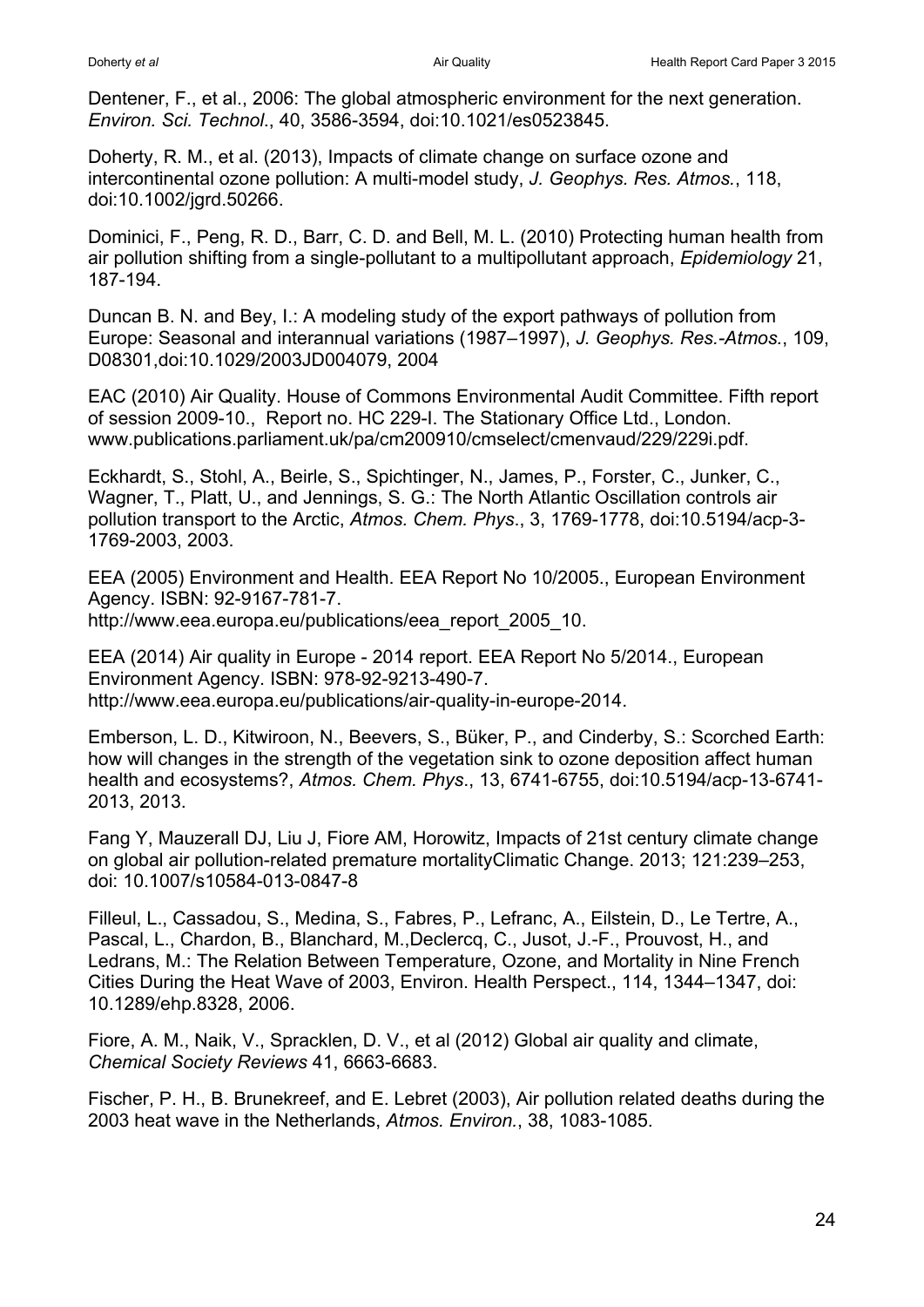Dentener, F., et al., 2006: The global atmospheric environment for the next generation. *Environ. Sci. Technol.*, 40, 3586-3594, doi:10.1021/es0523845.

Doherty, R. M., et al. (2013), Impacts of climate change on surface ozone and intercontinental ozone pollution: A multi-model study, *J. Geophys. Res. Atmos.*, 118, doi:10.1002/jgrd.50266.

Dominici, F., Peng, R. D., Barr, C. D. and Bell, M. L. (2010) Protecting human health from air pollution shifting from a single-pollutant to a multipollutant approach, *Epidemiology* 21, 187-194.

Duncan B. N. and Bey, I.: A modeling study of the export pathways of pollution from Europe: Seasonal and interannual variations (1987–1997), *J. Geophys. Res.-Atmos.*, 109, D08301,doi:10.1029/2003JD004079, 2004

EAC (2010) Air Quality. House of Commons Environmental Audit Committee. Fifth report of session 2009-10., Report no. HC 229-I. The Stationary Office Ltd., London. www.publications.parliament.uk/pa/cm200910/cmselect/cmenvaud/229/229i.pdf.

Eckhardt, S., Stohl, A., Beirle, S., Spichtinger, N., James, P., Forster, C., Junker, C., Wagner, T., Platt, U., and Jennings, S. G.: The North Atlantic Oscillation controls air pollution transport to the Arctic, *Atmos. Chem. Phys.*, 3, 1769-1778, doi:10.5194/acp-3-1769-2003, 2003.

EEA (2005) Environment and Health. EEA Report No 10/2005., European Environment Agency. ISBN: 92-9167-781-7. http://www.eea.europa.eu/publications/eea_report_2005_10.

EEA (2014) Air quality in Europe - 2014 report. EEA Report No 5/2014., European Environment Agency. ISBN: 978-92-9213-490-7. http://www.eea.europa.eu/publications/air-quality-in-europe-2014.

Emberson, L. D., Kitwiroon, N., Beevers, S., Büker, P., and Cinderby, S.: Scorched Earth: how will changes in the strength of the vegetation sink to ozone deposition affect human health and ecosystems?, *Atmos. Chem. Phys.*, 13, 6741-6755, doi:10.5194/acp-13-6741-2013, 2013.

Fang Y, Mauzerall DJ, Liu J, Fiore AM, Horowitz, Impacts of 21st century climate change on global air pollution-related premature mortalityClimatic Change. 2013; 121:239–253, doi: 10.1007/s10584-013-0847-8

Filleul, L., Cassadou, S., Medina, S., Fabres, P., Lefranc, A., Eilstein, D., Le Tertre, A., Pascal, L., Chardon, B., Blanchard, M.,Declercq, C., Jusot, J.-F., Prouvost, H., and Ledrans, M.: The Relation Between Temperature, Ozone, and Mortality in Nine French Cities During the Heat Wave of 2003, Environ. Health Perspect., 114, 1344–1347, doi: 10.1289/ehp.8328, 2006.

Fiore, A. M., Naik, V., Spracklen, D. V., et al (2012) Global air quality and climate, *Chemical Society Reviews* 41, 6663-6683.

Fischer, P. H., B. Brunekreef, and E. Lebret (2003), Air pollution related deaths during the 2003 heat wave in the Netherlands, *Atmos. Environ.*, 38, 1083-1085.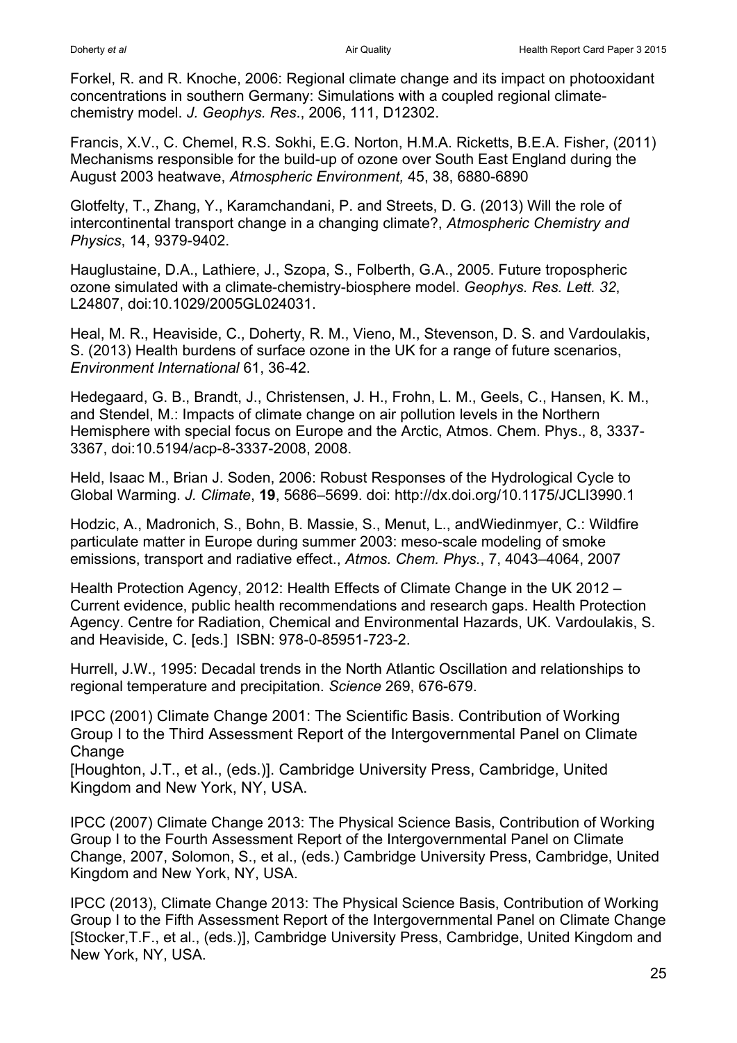Forkel, R. and R. Knoche, 2006: Regional climate change and its impact on photooxidant concentrations in southern Germany: Simulations with a coupled regional climate-chemistry model. *J. Geophys. Res*., 2006, 111, D12302.

Francis, X.V., C. Chemel, R.S. Sokhi, E.G. Norton, H.M.A. Ricketts, B.E.A. Fisher, (2011) Mechanisms responsible for the build-up of ozone over South East England during the August 2003 heatwave, *Atmospheric Environment,* 45, 38, 6880-6890

Glotfelty, T., Zhang, Y., Karamchandani, P. and Streets, D. G. (2013) Will the role of intercontinental transport change in a changing climate?, *Atmospheric Chemistry and Physics*, 14, 9379-9402.

Hauglustaine, D.A., Lathiere, J., Szopa, S., Folberth, G.A., 2005. Future tropospheric ozone simulated with a climate-chemistry-biosphere model. *Geophys. Res. Lett. 32*, L24807, doi:10.1029/2005GL024031.

Heal, M. R., Heaviside, C., Doherty, R. M., Vieno, M., Stevenson, D. S. and Vardoulakis, S. (2013) Health burdens of surface ozone in the UK for a range of future scenarios, *Environment International* 61, 36-42.

Hedegaard, G. B., Brandt, J., Christensen, J. H., Frohn, L. M., Geels, C., Hansen, K. M., and Stendel, M.: Impacts of climate change on air pollution levels in the Northern Hemisphere with special focus on Europe and the Arctic, Atmos. Chem. Phys., 8, 3337-3367, doi:10.5194/acp-8-3337-2008, 2008.

Held, Isaac M., Brian J. Soden, 2006: Robust Responses of the Hydrological Cycle to Global Warming. *J. Climate*, **19**, 5686–5699. doi: http://dx.doi.org/10.1175/JCLI3990.1

Hodzic, A., Madronich, S., Bohn, B. Massie, S., Menut, L., andWiedinmyer, C.: Wildfire particulate matter in Europe during summer 2003: meso-scale modeling of smoke emissions, transport and radiative effect., *Atmos. Chem. Phys.*, 7, 4043–4064, 2007

Health Protection Agency, 2012: Health Effects of Climate Change in the UK 2012 – Current evidence, public health recommendations and research gaps. Health Protection Agency. Centre for Radiation, Chemical and Environmental Hazards, UK. Vardoulakis, S. and Heaviside, C. [eds.] ISBN: 978-0-85951-723-2.

Hurrell, J.W., 1995: Decadal trends in the North Atlantic Oscillation and relationships to regional temperature and precipitation. *Science* 269, 676-679.

IPCC (2001) Climate Change 2001: The Scientific Basis. Contribution of Working Group I to the Third Assessment Report of the Intergovernmental Panel on Climate Change
[Houghton, J.T., et al., (eds.)]. Cambridge University Press, Cambridge, United Kingdom and New York, NY, USA.

IPCC (2007) Climate Change 2013: The Physical Science Basis, Contribution of Working Group I to the Fourth Assessment Report of the Intergovernmental Panel on Climate Change, 2007, Solomon, S., et al., (eds.) Cambridge University Press, Cambridge, United Kingdom and New York, NY, USA.

IPCC (2013), Climate Change 2013: The Physical Science Basis, Contribution of Working Group I to the Fifth Assessment Report of the Intergovernmental Panel on Climate Change [Stocker,T.F., et al., (eds.)], Cambridge University Press, Cambridge, United Kingdom and New York, NY, USA.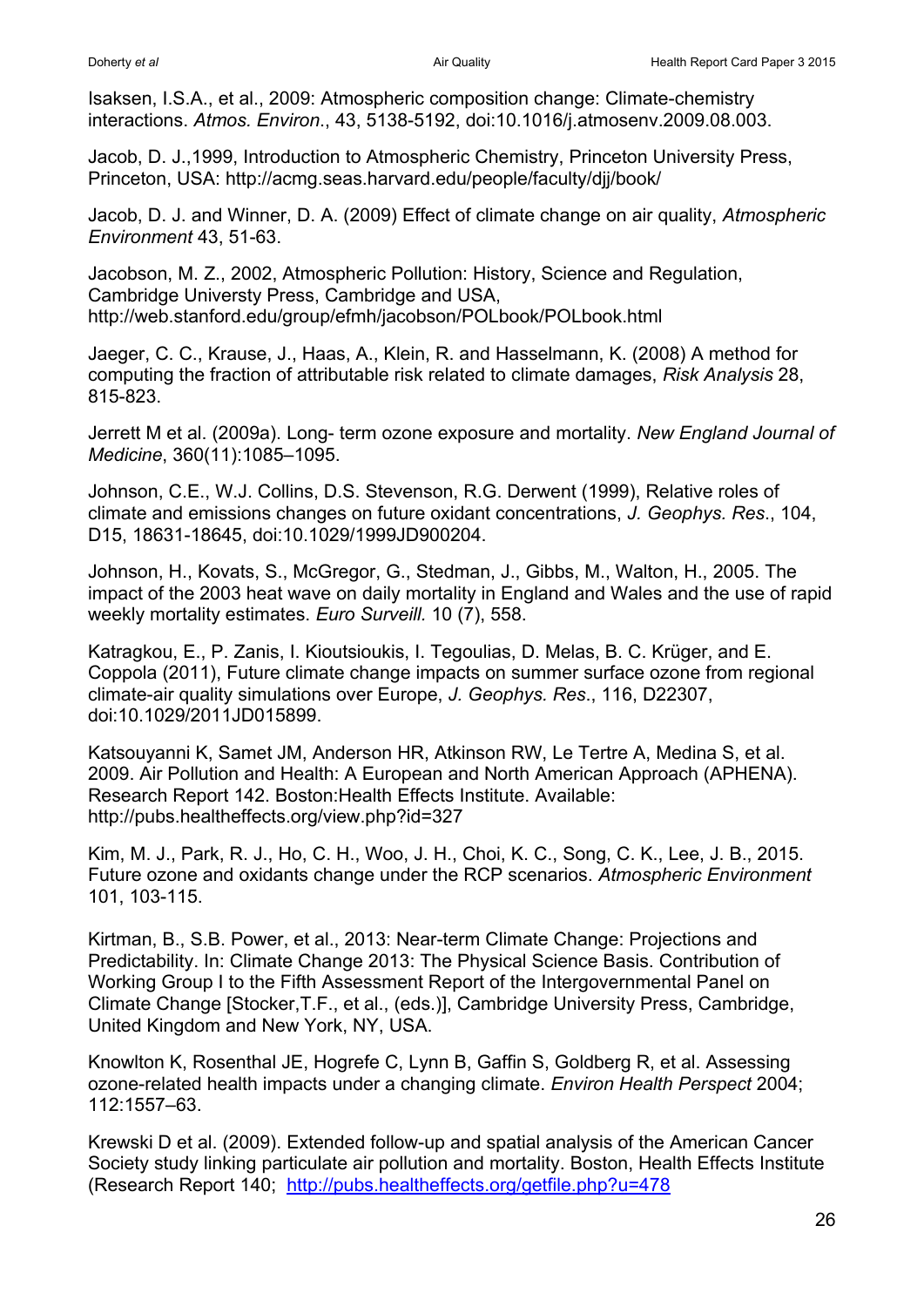Isaksen, I.S.A., et al., 2009: Atmospheric composition change: Climate-chemistry interactions. *Atmos. Environ*., 43, 5138-5192, doi:10.1016/j.atmosenv.2009.08.003.

Jacob, D. J.,1999, Introduction to Atmospheric Chemistry, Princeton University Press, Princeton, USA: http://acmg.seas.harvard.edu/people/faculty/djj/book/

Jacob, D. J. and Winner, D. A. (2009) Effect of climate change on air quality, *Atmospheric Environment* 43, 51-63.

Jacobson, M. Z., 2002, Atmospheric Pollution: History, Science and Regulation, Cambridge Universty Press, Cambridge and USA, http://web.stanford.edu/group/efmh/jacobson/POLbook/POLbook.html

Jaeger, C. C., Krause, J., Haas, A., Klein, R. and Hasselmann, K. (2008) A method for computing the fraction of attributable risk related to climate damages, *Risk Analysis* 28, 815-823.

Jerrett M et al. (2009a). Long- term ozone exposure and mortality. *New England Journal of Medicine*, 360(11):1085–1095.

Johnson, C.E., W.J. Collins, D.S. Stevenson, R.G. Derwent (1999), Relative roles of climate and emissions changes on future oxidant concentrations, *J. Geophys. Res*., 104, D15, 18631-18645, doi:10.1029/1999JD900204.

Johnson, H., Kovats, S., McGregor, G., Stedman, J., Gibbs, M., Walton, H., 2005. The impact of the 2003 heat wave on daily mortality in England and Wales and the use of rapid weekly mortality estimates. *Euro Surveill.* 10 (7), 558.

Katragkou, E., P. Zanis, I. Kioutsioukis, I. Tegoulias, D. Melas, B. C. Krüger, and E. Coppola (2011), Future climate change impacts on summer surface ozone from regional climate-air quality simulations over Europe, *J. Geophys. Res*., 116, D22307, doi:10.1029/2011JD015899.

Katsouyanni K, Samet JM, Anderson HR, Atkinson RW, Le Tertre A, Medina S, et al. 2009. Air Pollution and Health: A European and North American Approach (APHENA). Research Report 142. Boston:Health Effects Institute. Available: http://pubs.healtheffects.org/view.php?id=327

Kim, M. J., Park, R. J., Ho, C. H., Woo, J. H., Choi, K. C., Song, C. K., Lee, J. B., 2015. Future ozone and oxidants change under the RCP scenarios. *Atmospheric Environment* 101, 103-115.

Kirtman, B., S.B. Power, et al., 2013: Near-term Climate Change: Projections and Predictability. In: Climate Change 2013: The Physical Science Basis. Contribution of Working Group I to the Fifth Assessment Report of the Intergovernmental Panel on Climate Change [Stocker,T.F., et al., (eds.)], Cambridge University Press, Cambridge, United Kingdom and New York, NY, USA.

Knowlton K, Rosenthal JE, Hogrefe C, Lynn B, Gaffin S, Goldberg R, et al. Assessing ozone-related health impacts under a changing climate. *Environ Health Perspect* 2004; 112:1557–63.

Krewski D et al. (2009). Extended follow-up and spatial analysis of the American Cancer Society study linking particulate air pollution and mortality. Boston, Health Effects Institute (Research Report 140; http://pubs.healtheffects.org/getfile.php?u=478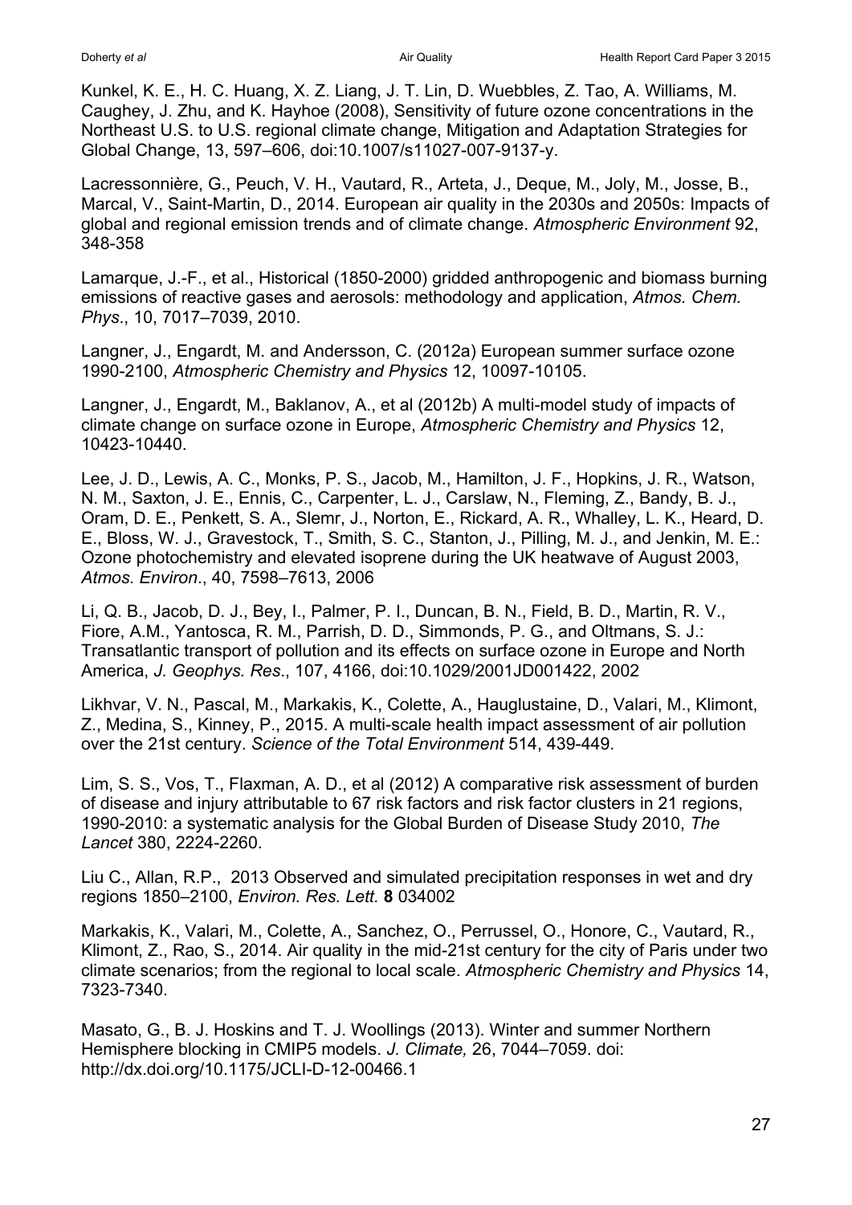Kunkel, K. E., H. C. Huang, X. Z. Liang, J. T. Lin, D. Wuebbles, Z. Tao, A. Williams, M. Caughey, J. Zhu, and K. Hayhoe (2008), Sensitivity of future ozone concentrations in the Northeast U.S. to U.S. regional climate change, Mitigation and Adaptation Strategies for Global Change, 13, 597–606, doi:10.1007/s11027-007-9137-y.

Lacressonnière, G., Peuch, V. H., Vautard, R., Arteta, J., Deque, M., Joly, M., Josse, B., Marcal, V., Saint-Martin, D., 2014. European air quality in the 2030s and 2050s: Impacts of global and regional emission trends and of climate change. *Atmospheric Environment* 92, 348-358

Lamarque, J.-F., et al., Historical (1850-2000) gridded anthropogenic and biomass burning emissions of reactive gases and aerosols: methodology and application, *Atmos. Chem. Phys*., 10, 7017–7039, 2010.

Langner, J., Engardt, M. and Andersson, C. (2012a) European summer surface ozone 1990-2100, *Atmospheric Chemistry and Physics* 12, 10097-10105.

Langner, J., Engardt, M., Baklanov, A., et al (2012b) A multi-model study of impacts of climate change on surface ozone in Europe, *Atmospheric Chemistry and Physics* 12, 10423-10440.

Lee, J. D., Lewis, A. C., Monks, P. S., Jacob, M., Hamilton, J. F., Hopkins, J. R., Watson, N. M., Saxton, J. E., Ennis, C., Carpenter, L. J., Carslaw, N., Fleming, Z., Bandy, B. J., Oram, D. E., Penkett, S. A., Slemr, J., Norton, E., Rickard, A. R., Whalley, L. K., Heard, D. E., Bloss, W. J., Gravestock, T., Smith, S. C., Stanton, J., Pilling, M. J., and Jenkin, M. E.: Ozone photochemistry and elevated isoprene during the UK heatwave of August 2003, *Atmos. Environ*., 40, 7598–7613, 2006

Li, Q. B., Jacob, D. J., Bey, I., Palmer, P. I., Duncan, B. N., Field, B. D., Martin, R. V., Fiore, A.M., Yantosca, R. M., Parrish, D. D., Simmonds, P. G., and Oltmans, S. J.: Transatlantic transport of pollution and its effects on surface ozone in Europe and North America, *J. Geophys. Res*., 107, 4166, doi:10.1029/2001JD001422, 2002

Likhvar, V. N., Pascal, M., Markakis, K., Colette, A., Hauglustaine, D., Valari, M., Klimont, Z., Medina, S., Kinney, P., 2015. A multi-scale health impact assessment of air pollution over the 21st century. *Science of the Total Environment* 514, 439-449.

Lim, S. S., Vos, T., Flaxman, A. D., et al (2012) A comparative risk assessment of burden of disease and injury attributable to 67 risk factors and risk factor clusters in 21 regions, 1990-2010: a systematic analysis for the Global Burden of Disease Study 2010, *The Lancet* 380, 2224-2260.

Liu C., Allan, R.P., 2013 Observed and simulated precipitation responses in wet and dry regions 1850–2100, *Environ. Res. Lett.* **8** 034002

Markakis, K., Valari, M., Colette, A., Sanchez, O., Perrussel, O., Honore, C., Vautard, R., Klimont, Z., Rao, S., 2014. Air quality in the mid-21st century for the city of Paris under two climate scenarios; from the regional to local scale. *Atmospheric Chemistry and Physics* 14, 7323-7340.

Masato, G., B. J. Hoskins and T. J. Woollings (2013). Winter and summer Northern Hemisphere blocking in CMIP5 models. *J. Climate,* 26, 7044–7059. doi: http://dx.doi.org/10.1175/JCLI-D-12-00466.1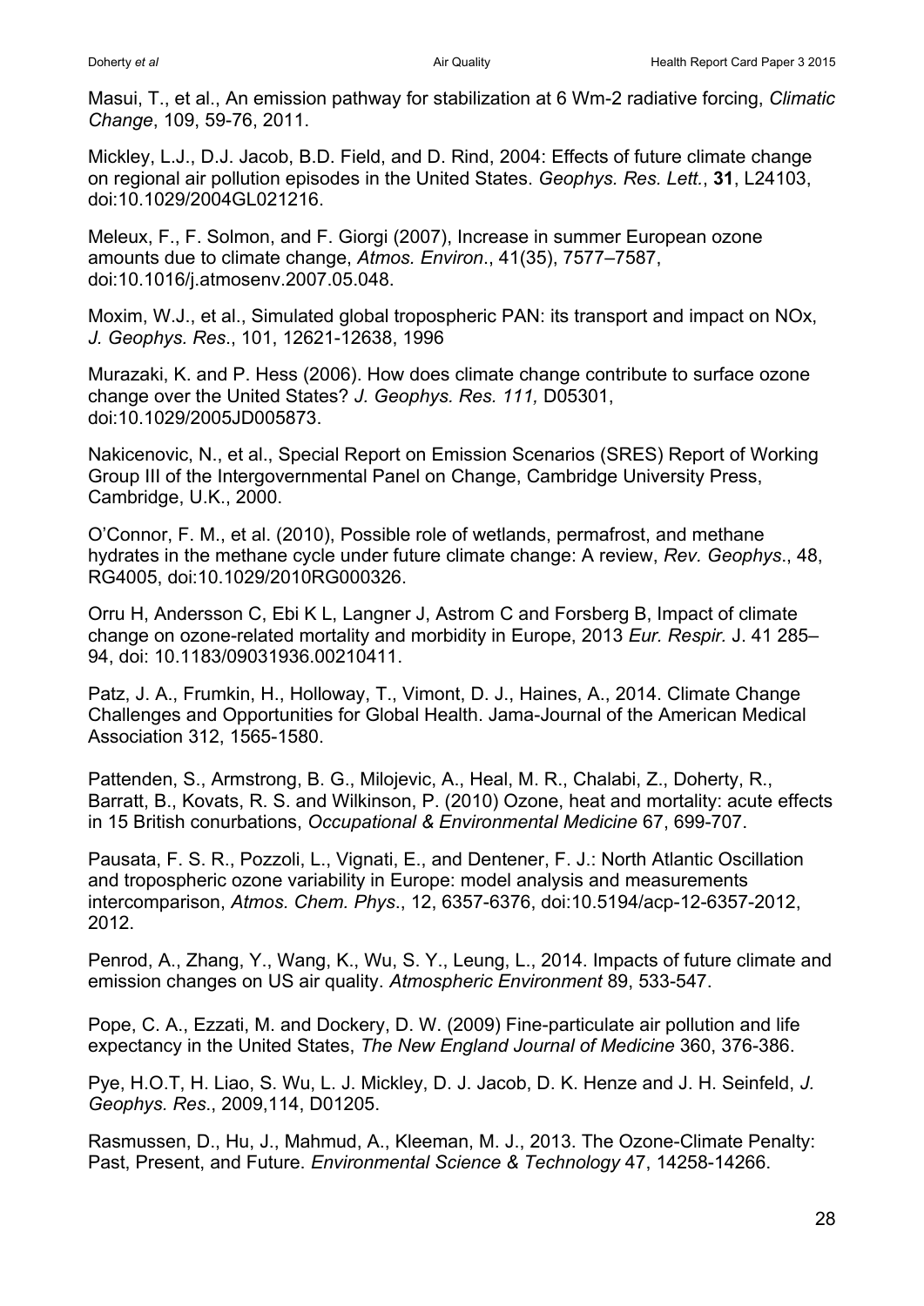Masui, T., et al., An emission pathway for stabilization at 6 Wm-2 radiative forcing, *Climatic Change*, 109, 59-76, 2011.

Mickley, L.J., D.J. Jacob, B.D. Field, and D. Rind, 2004: Effects of future climate change on regional air pollution episodes in the United States. *Geophys. Res. Lett.*, **31**, L24103, doi:10.1029/2004GL021216.

Meleux, F., F. Solmon, and F. Giorgi (2007), Increase in summer European ozone amounts due to climate change, *Atmos. Environ*., 41(35), 7577–7587, doi:10.1016/j.atmosenv.2007.05.048.

Moxim, W.J., et al., Simulated global tropospheric PAN: its transport and impact on NOx, *J. Geophys. Res*., 101, 12621-12638, 1996

Murazaki, K. and P. Hess (2006). How does climate change contribute to surface ozone change over the United States? *J. Geophys. Res. 111,* D05301, doi:10.1029/2005JD005873.

Nakicenovic, N., et al., Special Report on Emission Scenarios (SRES) Report of Working Group III of the Intergovernmental Panel on Change, Cambridge University Press, Cambridge, U.K., 2000.

O'Connor, F. M., et al. (2010), Possible role of wetlands, permafrost, and methane hydrates in the methane cycle under future climate change: A review, *Rev. Geophys*., 48, RG4005, doi:10.1029/2010RG000326.

Orru H, Andersson C, Ebi K L, Langner J, Astrom C and Forsberg B, Impact of climate change on ozone-related mortality and morbidity in Europe, 2013 *Eur. Respir.* J. 41 285–94, doi: 10.1183/09031936.00210411.

Patz, J. A., Frumkin, H., Holloway, T., Vimont, D. J., Haines, A., 2014. Climate Change Challenges and Opportunities for Global Health. Jama-Journal of the American Medical Association 312, 1565-1580.

Pattenden, S., Armstrong, B. G., Milojevic, A., Heal, M. R., Chalabi, Z., Doherty, R., Barratt, B., Kovats, R. S. and Wilkinson, P. (2010) Ozone, heat and mortality: acute effects in 15 British conurbations, *Occupational & Environmental Medicine* 67, 699-707.

Pausata, F. S. R., Pozzoli, L., Vignati, E., and Dentener, F. J.: North Atlantic Oscillation and tropospheric ozone variability in Europe: model analysis and measurements intercomparison, *Atmos. Chem. Phys*., 12, 6357-6376, doi:10.5194/acp-12-6357-2012, 2012.

Penrod, A., Zhang, Y., Wang, K., Wu, S. Y., Leung, L., 2014. Impacts of future climate and emission changes on US air quality. *Atmospheric Environment* 89, 533-547.

Pope, C. A., Ezzati, M. and Dockery, D. W. (2009) Fine-particulate air pollution and life expectancy in the United States, *The New England Journal of Medicine* 360, 376-386.

Pye, H.O.T, H. Liao, S. Wu, L. J. Mickley, D. J. Jacob, D. K. Henze and J. H. Seinfeld, *J. Geophys. Res*., 2009,114, D01205.

Rasmussen, D., Hu, J., Mahmud, A., Kleeman, M. J., 2013. The Ozone-Climate Penalty: Past, Present, and Future. *Environmental Science & Technology* 47, 14258-14266.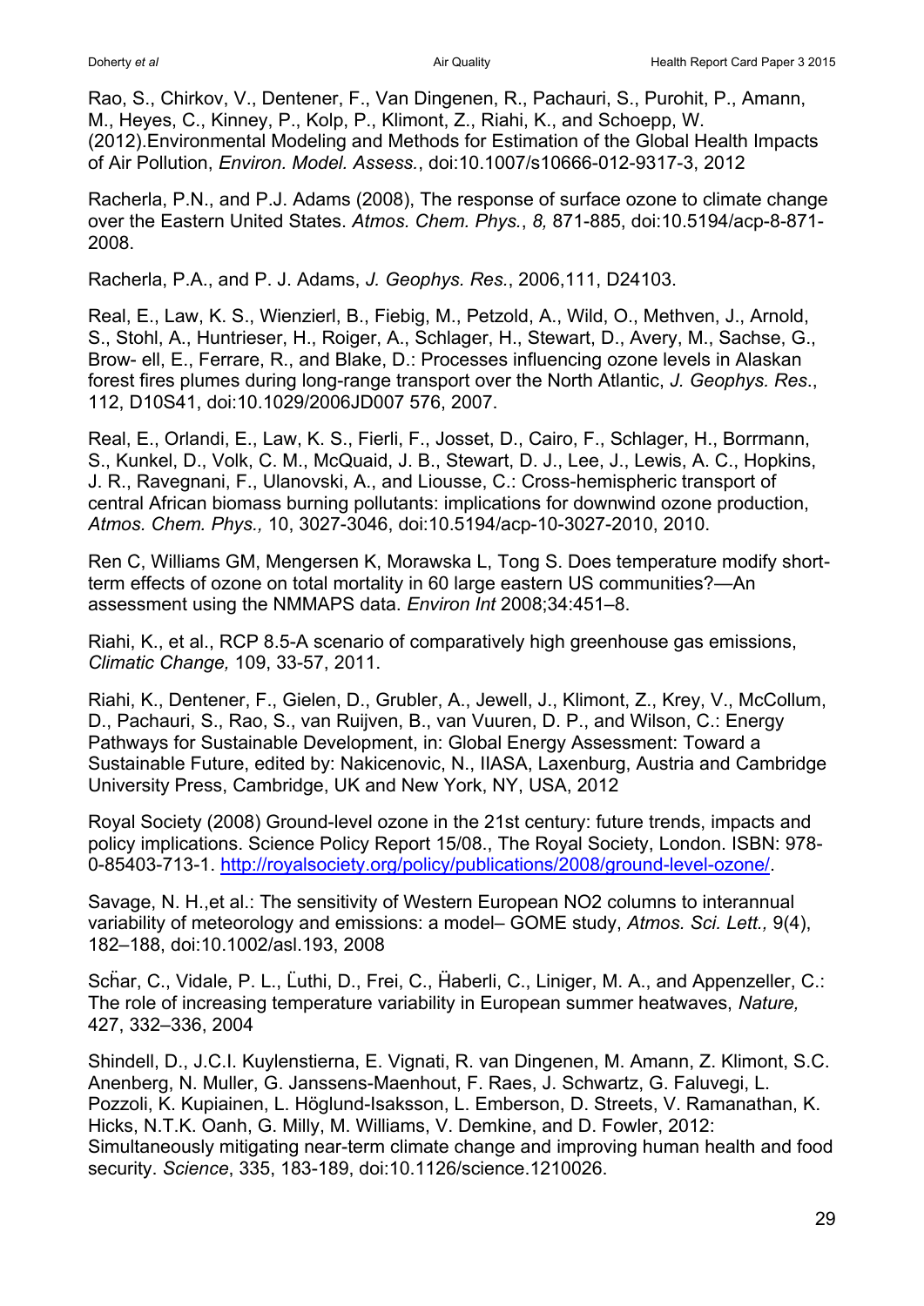Rao, S., Chirkov, V., Dentener, F., Van Dingenen, R., Pachauri, S., Purohit, P., Amann, M., Heyes, C., Kinney, P., Kolp, P., Klimont, Z., Riahi, K., and Schoepp, W. (2012).Environmental Modeling and Methods for Estimation of the Global Health Impacts of Air Pollution, *Environ. Model. Assess.*, doi:10.1007/s10666-012-9317-3, 2012

Racherla, P.N., and P.J. Adams (2008), The response of surface ozone to climate change over the Eastern United States. *Atmos. Chem. Phys.*, *8,* 871-885, doi:10.5194/acp-8-871-2008.

Racherla, P.A., and P. J. Adams, *J. Geophys. Res.*, 2006,111, D24103.

Real, E., Law, K. S., Wienzierl, B., Fiebig, M., Petzold, A., Wild, O., Methven, J., Arnold, S., Stohl, A., Huntrieser, H., Roiger, A., Schlager, H., Stewart, D., Avery, M., Sachse, G., Brow- ell, E., Ferrare, R., and Blake, D.: Processes influencing ozone levels in Alaskan forest fires plumes during long-range transport over the North Atlantic, *J. Geophys. Res.*, 112, D10S41, doi:10.1029/2006JD007 576, 2007.

Real, E., Orlandi, E., Law, K. S., Fierli, F., Josset, D., Cairo, F., Schlager, H., Borrmann, S., Kunkel, D., Volk, C. M., McQuaid, J. B., Stewart, D. J., Lee, J., Lewis, A. C., Hopkins, J. R., Ravegnani, F., Ulanovski, A., and Liousse, C.: Cross-hemispheric transport of central African biomass burning pollutants: implications for downwind ozone production, *Atmos. Chem. Phys.,* 10, 3027-3046, doi:10.5194/acp-10-3027-2010, 2010.

Ren C, Williams GM, Mengersen K, Morawska L, Tong S. Does temperature modify short-term effects of ozone on total mortality in 60 large eastern US communities?—An assessment using the NMMAPS data. *Environ Int* 2008;34:451–8.

Riahi, K., et al., RCP 8.5-A scenario of comparatively high greenhouse gas emissions, *Climatic Change,* 109, 33-57, 2011.

Riahi, K., Dentener, F., Gielen, D., Grubler, A., Jewell, J., Klimont, Z., Krey, V., McCollum, D., Pachauri, S., Rao, S., van Ruijven, B., van Vuuren, D. P., and Wilson, C.: Energy Pathways for Sustainable Development, in: Global Energy Assessment: Toward a Sustainable Future, edited by: Nakicenovic, N., IIASA, Laxenburg, Austria and Cambridge University Press, Cambridge, UK and New York, NY, USA, 2012

Royal Society (2008) Ground-level ozone in the 21st century: future trends, impacts and policy implications. Science Policy Report 15/08., The Royal Society, London. ISBN: 978-0-85403-713-1. http://royalsociety.org/policy/publications/2008/ground-level-ozone/.

Savage, N. H.,et al.: The sensitivity of Western European NO2 columns to interannual variability of meteorology and emissions: a model– GOME study, *Atmos. Sci. Lett.,* 9(4), 182–188, doi:10.1002/asl.193, 2008

Scḧar, C., Vidale, P. L., L̈uthi, D., Frei, C., Ḧaberli, C., Liniger, M. A., and Appenzeller, C.: The role of increasing temperature variability in European summer heatwaves, *Nature,* 427, 332–336, 2004

Shindell, D., J.C.I. Kuylenstierna, E. Vignati, R. van Dingenen, M. Amann, Z. Klimont, S.C. Anenberg, N. Muller, G. Janssens-Maenhout, F. Raes, J. Schwartz, G. Faluvegi, L. Pozzoli, K. Kupiainen, L. Höglund-Isaksson, L. Emberson, D. Streets, V. Ramanathan, K. Hicks, N.T.K. Oanh, G. Milly, M. Williams, V. Demkine, and D. Fowler, 2012: Simultaneously mitigating near-term climate change and improving human health and food security. *Science*, 335, 183-189, doi:10.1126/science.1210026.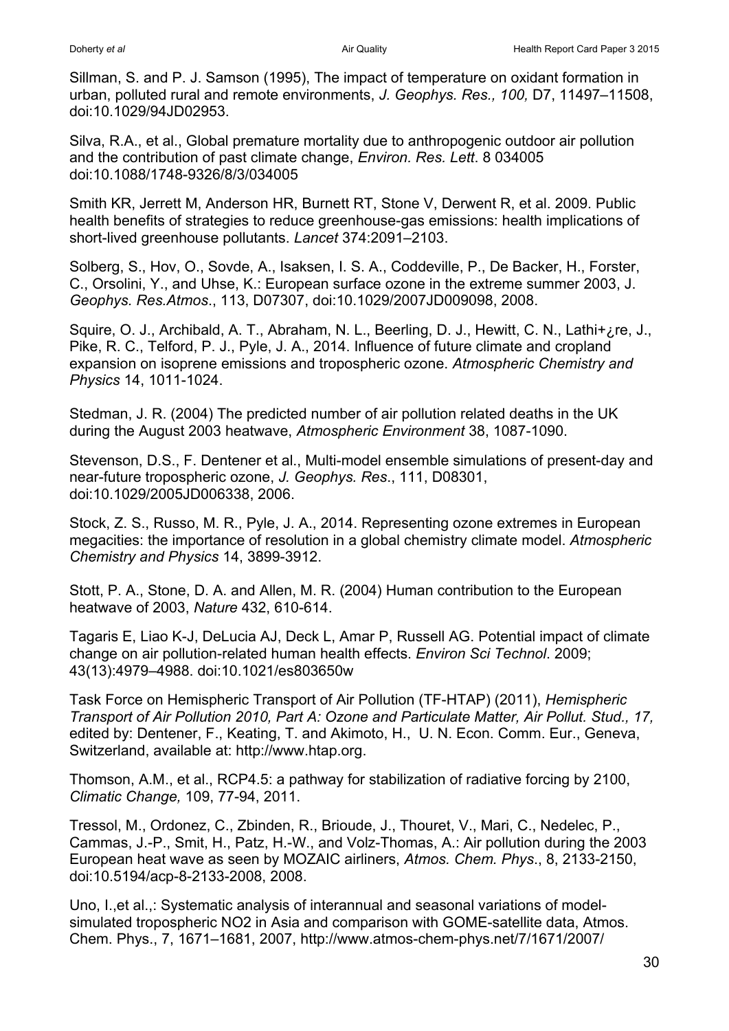Sillman, S. and P. J. Samson (1995), The impact of temperature on oxidant formation in urban, polluted rural and remote environments, *J. Geophys. Res., 100,* D7, 11497–11508, doi:10.1029/94JD02953.

Silva, R.A., et al., Global premature mortality due to anthropogenic outdoor air pollution and the contribution of past climate change, *Environ. Res. Lett*. 8 034005 doi:10.1088/1748-9326/8/3/034005

Smith KR, Jerrett M, Anderson HR, Burnett RT, Stone V, Derwent R, et al. 2009. Public health benefits of strategies to reduce greenhouse-gas emissions: health implications of short-lived greenhouse pollutants. *Lancet* 374:2091–2103.

Solberg, S., Hov, O., Sovde, A., Isaksen, I. S. A., Coddeville, P., De Backer, H., Forster, C., Orsolini, Y., and Uhse, K.: European surface ozone in the extreme summer 2003, J. *Geophys. Res.Atmos*., 113, D07307, doi:10.1029/2007JD009098, 2008.

Squire, O. J., Archibald, A. T., Abraham, N. L., Beerling, D. J., Hewitt, C. N., Lathi+¿re, J., Pike, R. C., Telford, P. J., Pyle, J. A., 2014. Influence of future climate and cropland expansion on isoprene emissions and tropospheric ozone. *Atmospheric Chemistry and Physics* 14, 1011-1024.

Stedman, J. R. (2004) The predicted number of air pollution related deaths in the UK during the August 2003 heatwave, *Atmospheric Environment* 38, 1087-1090.

Stevenson, D.S., F. Dentener et al., Multi-model ensemble simulations of present-day and near-future tropospheric ozone, *J. Geophys. Res*., 111, D08301, doi:10.1029/2005JD006338, 2006.

Stock, Z. S., Russo, M. R., Pyle, J. A., 2014. Representing ozone extremes in European megacities: the importance of resolution in a global chemistry climate model. *Atmospheric Chemistry and Physics* 14, 3899-3912.

Stott, P. A., Stone, D. A. and Allen, M. R. (2004) Human contribution to the European heatwave of 2003, *Nature* 432, 610-614.

Tagaris E, Liao K-J, DeLucia AJ, Deck L, Amar P, Russell AG. Potential impact of climate change on air pollution-related human health effects. *Environ Sci Technol*. 2009; 43(13):4979–4988. doi:10.1021/es803650w

Task Force on Hemispheric Transport of Air Pollution (TF-HTAP) (2011), *Hemispheric Transport of Air Pollution 2010, Part A: Ozone and Particulate Matter, Air Pollut. Stud., 17,* edited by: Dentener, F., Keating, T. and Akimoto, H., U. N. Econ. Comm. Eur., Geneva, Switzerland, available at: http://www.htap.org.

Thomson, A.M., et al., RCP4.5: a pathway for stabilization of radiative forcing by 2100, *Climatic Change,* 109, 77-94, 2011.

Tressol, M., Ordonez, C., Zbinden, R., Brioude, J., Thouret, V., Mari, C., Nedelec, P., Cammas, J.-P., Smit, H., Patz, H.-W., and Volz-Thomas, A.: Air pollution during the 2003 European heat wave as seen by MOZAIC airliners, *Atmos. Chem. Phys*., 8, 2133-2150, doi:10.5194/acp-8-2133-2008, 2008.

Uno, I.,et al.,: Systematic analysis of interannual and seasonal variations of model-simulated tropospheric NO2 in Asia and comparison with GOME-satellite data, Atmos. Chem. Phys., 7, 1671–1681, 2007, http://www.atmos-chem-phys.net/7/1671/2007/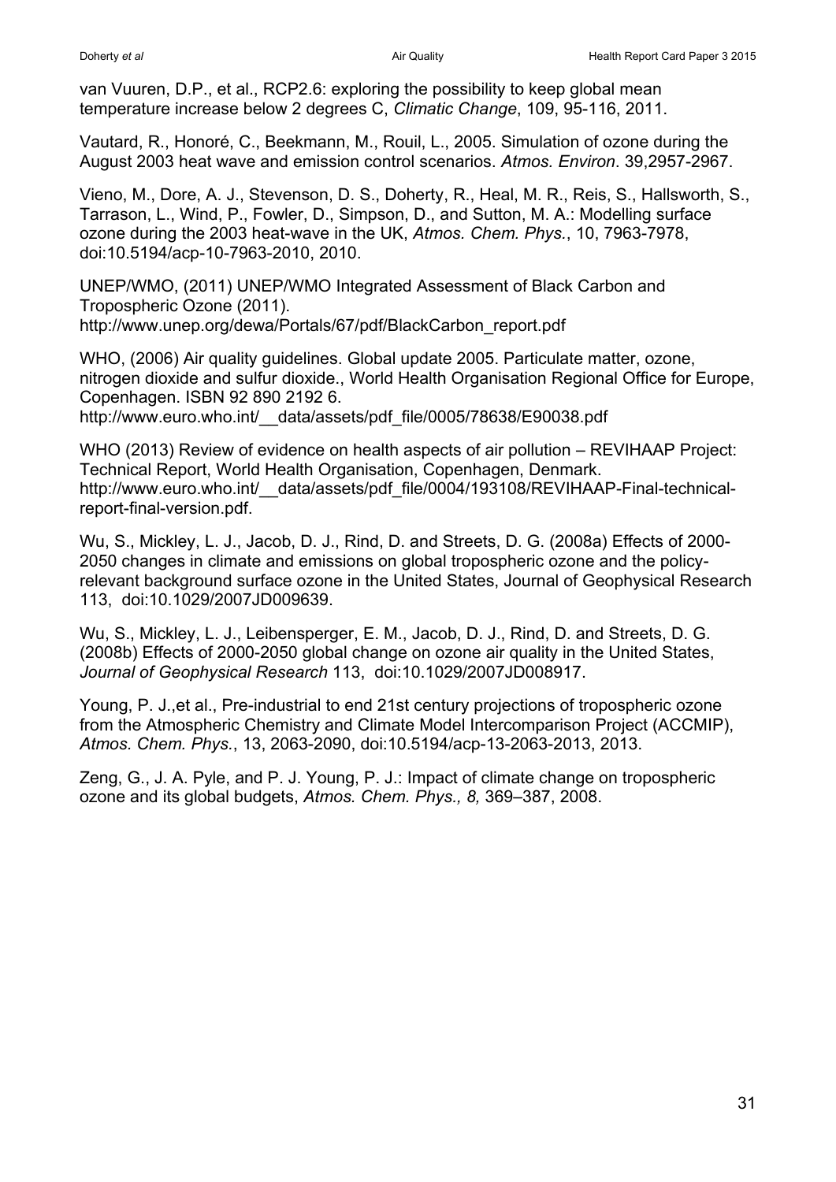van Vuuren, D.P., et al., RCP2.6: exploring the possibility to keep global mean temperature increase below 2 degrees C, *Climatic Change*, 109, 95-116, 2011.

Vautard, R., Honoré, C., Beekmann, M., Rouil, L., 2005. Simulation of ozone during the August 2003 heat wave and emission control scenarios. *Atmos. Environ*. 39,2957-2967.

Vieno, M., Dore, A. J., Stevenson, D. S., Doherty, R., Heal, M. R., Reis, S., Hallsworth, S., Tarrason, L., Wind, P., Fowler, D., Simpson, D., and Sutton, M. A.: Modelling surface ozone during the 2003 heat-wave in the UK, *Atmos. Chem. Phys.*, 10, 7963-7978, doi:10.5194/acp-10-7963-2010, 2010.

UNEP/WMO, (2011) UNEP/WMO Integrated Assessment of Black Carbon and Tropospheric Ozone (2011). http://www.unep.org/dewa/Portals/67/pdf/BlackCarbon_report.pdf

WHO, (2006) Air quality guidelines. Global update 2005. Particulate matter, ozone, nitrogen dioxide and sulfur dioxide., World Health Organisation Regional Office for Europe, Copenhagen. ISBN 92 890 2192 6. http://www.euro.who.int/__data/assets/pdf_file/0005/78638/E90038.pdf

WHO (2013) Review of evidence on health aspects of air pollution – REVIHAAP Project: Technical Report, World Health Organisation, Copenhagen, Denmark. http://www.euro.who.int/__data/assets/pdf_file/0004/193108/REVIHAAP-Final-technical-report-final-version.pdf.

Wu, S., Mickley, L. J., Jacob, D. J., Rind, D. and Streets, D. G. (2008a) Effects of 2000-2050 changes in climate and emissions on global tropospheric ozone and the policy-relevant background surface ozone in the United States, Journal of Geophysical Research 113, doi:10.1029/2007JD009639.

Wu, S., Mickley, L. J., Leibensperger, E. M., Jacob, D. J., Rind, D. and Streets, D. G. (2008b) Effects of 2000-2050 global change on ozone air quality in the United States, *Journal of Geophysical Research* 113, doi:10.1029/2007JD008917.

Young, P. J.,et al., Pre-industrial to end 21st century projections of tropospheric ozone from the Atmospheric Chemistry and Climate Model Intercomparison Project (ACCMIP), *Atmos. Chem. Phys.*, 13, 2063-2090, doi:10.5194/acp-13-2063-2013, 2013.

Zeng, G., J. A. Pyle, and P. J. Young, P. J.: Impact of climate change on tropospheric ozone and its global budgets, *Atmos. Chem. Phys., 8,* 369–387, 2008.